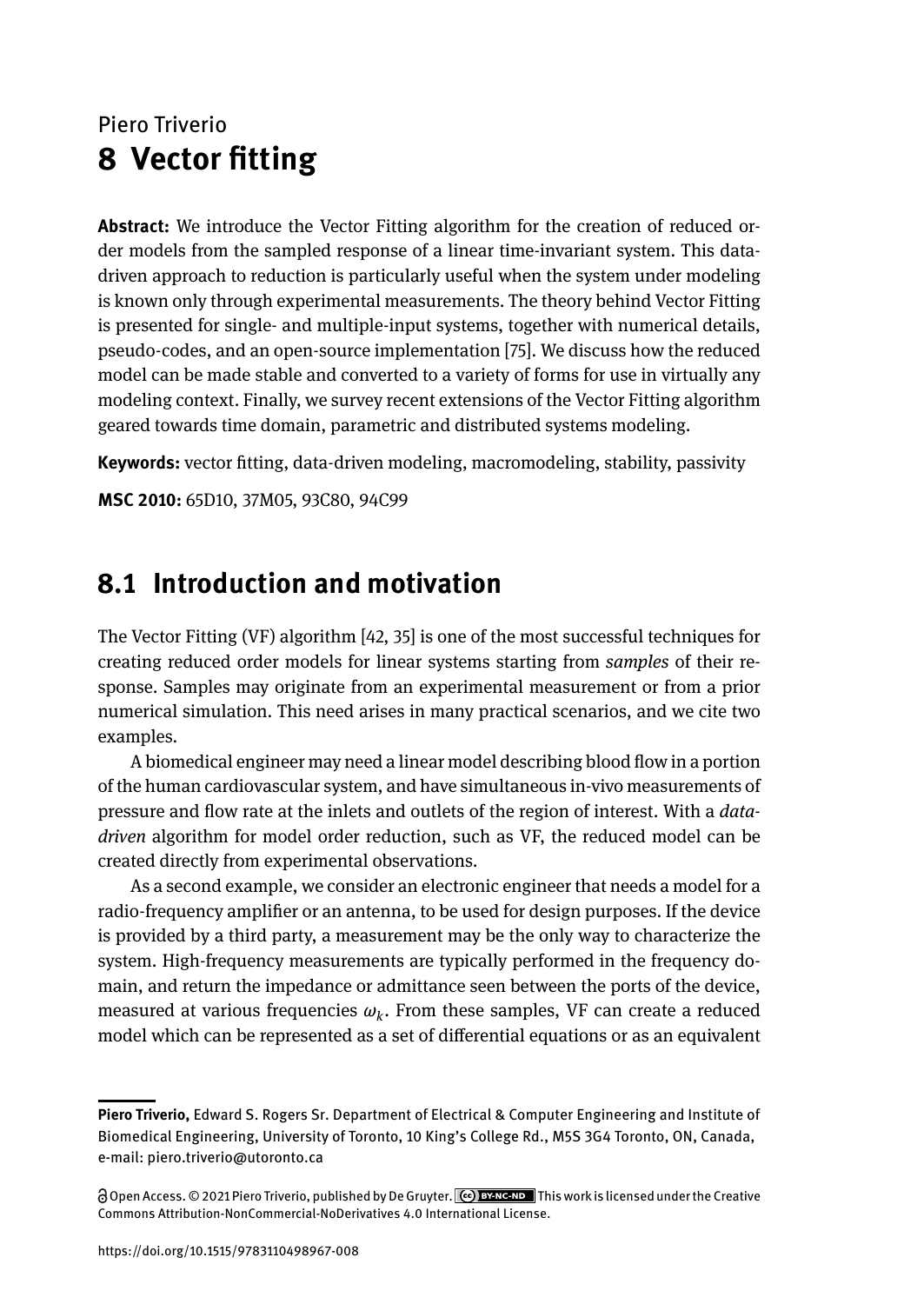Piero Triverio

# 8 Vector fitting

**Abstract:** We introduce the Vector Fitting algorithm for the creation of reduced order models from the sampled response of a linear time-invariant system. This data-driven approach to reduction is particularly useful when the system under modeling is known only through experimental measurements. The theory behind Vector Fitting is presented for single- and multiple-input systems, together with numerical details, pseudo-codes, and an open-source implementation [75]. We discuss how the reduced model can be made stable and converted to a variety of forms for use in virtually any modeling context. Finally, we survey recent extensions of the Vector Fitting algorithm geared towards time domain, parametric and distributed systems modeling.

**Keywords:** vector fitting, data-driven modeling, macromodeling, stability, passivity

**MSC 2010:** 65D10, 37M05, 93C80, 94C99

## 8.1 Introduction and motivation

The Vector Fitting (VF) algorithm [42, 35] is one of the most successful techniques for creating reduced order models for linear systems starting from *samples* of their response. Samples may originate from an experimental measurement or from a prior numerical simulation. This need arises in many practical scenarios, and we cite two examples.

A biomedical engineer may need a linear model describing blood flow in a portion of the human cardiovascular system, and have simultaneous in-vivo measurements of pressure and flow rate at the inlets and outlets of the region of interest. With a *data-driven* algorithm for model order reduction, such as VF, the reduced model can be created directly from experimental observations.

As a second example, we consider an electronic engineer that needs a model for a radio-frequency amplifier or an antenna, to be used for design purposes. If the device is provided by a third party, a measurement may be the only way to characterize the system. High-frequency measurements are typically performed in the frequency domain, and return the impedance or admittance seen between the ports of the device, measured at various frequencies $\omega_k$. From these samples, VF can create a reduced model which can be represented as a set of differential equations or as an equivalent

---

**Piero Triverio,** Edward S. Rogers Sr. Department of Electrical & Computer Engineering and Institute of Biomedical Engineering, University of Toronto, 10 King's College Rd., M5S 3G4 Toronto, ON, Canada, e-mail: piero.triverio@utoronto.ca

Open Access. © 2021 Piero Triverio, published by De Gruyter. This work is licensed under the Creative Commons Attribution-NonCommercial-NoDerivatives 4.0 International License.

https://doi.org/10.1515/9783110498967-008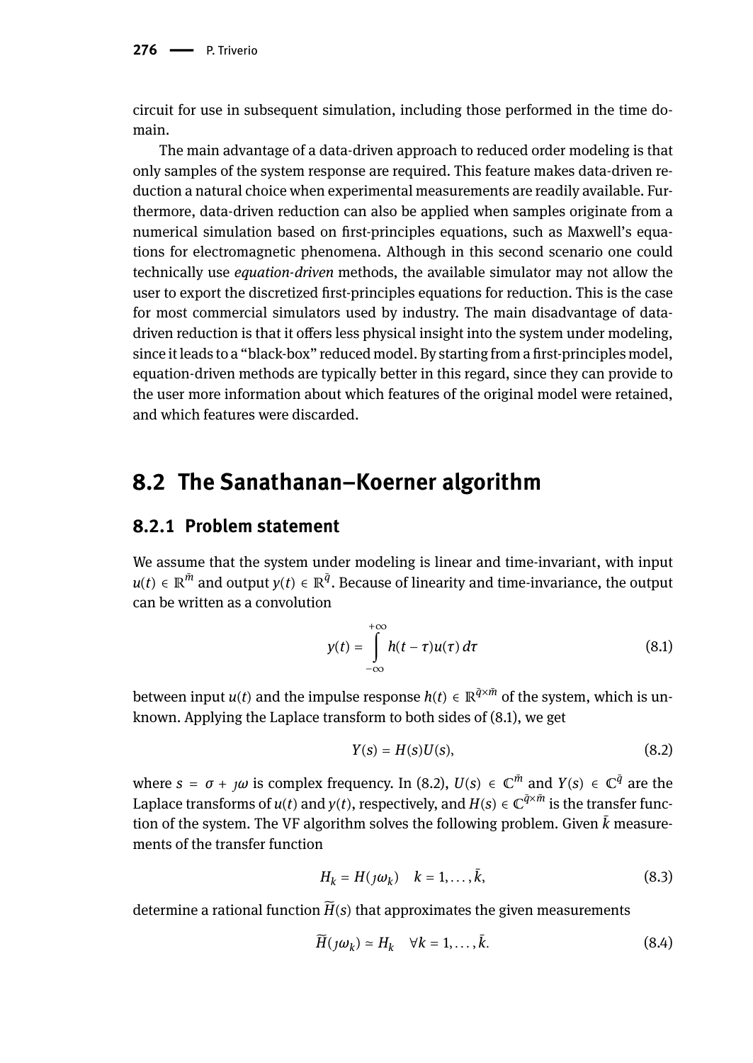circuit for use in subsequent simulation, including those performed in the time domain.

The main advantage of a data-driven approach to reduced order modeling is that only samples of the system response are required. This feature makes data-driven reduction a natural choice when experimental measurements are readily available. Furthermore, data-driven reduction can also be applied when samples originate from a numerical simulation based on first-principles equations, such as Maxwell's equations for electromagnetic phenomena. Although in this second scenario one could technically use *equation-driven* methods, the available simulator may not allow the user to export the discretized first-principles equations for reduction. This is the case for most commercial simulators used by industry. The main disadvantage of data-driven reduction is that it offers less physical insight into the system under modeling, since it leads to a "black-box" reduced model. By starting from a first-principles model, equation-driven methods are typically better in this regard, since they can provide to the user more information about which features of the original model were retained, and which features were discarded.

## 8.2 The Sanathanan–Koerner algorithm

### 8.2.1 Problem statement

We assume that the system under modeling is linear and time-invariant, with input $u(t) \in \mathbb{R}^{\bar{m}}$ and output $y(t) \in \mathbb{R}^{\bar{q}}$. Because of linearity and time-invariance, the output can be written as a convolution

$$y(t) = \int_{-\infty}^{+\infty} h(t-\tau)u(\tau)\,d\tau \tag{8.1}$$

between input $u(t)$ and the impulse response $h(t) \in \mathbb{R}^{\bar{q}\times\bar{m}}$ of the system, which is unknown. Applying the Laplace transform to both sides of (8.1), we get

$$Y(s) = H(s)U(s), \tag{8.2}$$

where $s = \sigma + \jmath\omega$ is complex frequency. In (8.2), $U(s) \in \mathbb{C}^{\bar{m}}$ and $Y(s) \in \mathbb{C}^{\bar{q}}$ are the Laplace transforms of $u(t)$ and $y(t)$, respectively, and $H(s) \in \mathbb{C}^{\bar{q}\times\bar{m}}$ is the transfer function of the system. The VF algorithm solves the following problem. Given $\bar{k}$ measurements of the transfer function

$$H_k = H(\jmath\omega_k) \quad k = 1, \ldots, \bar{k}, \tag{8.3}$$

determine a rational function $\widetilde{H}(s)$ that approximates the given measurements

$$\widetilde{H}(\jmath\omega_k) \simeq H_k \quad \forall k = 1, \ldots, \bar{k}. \tag{8.4}$$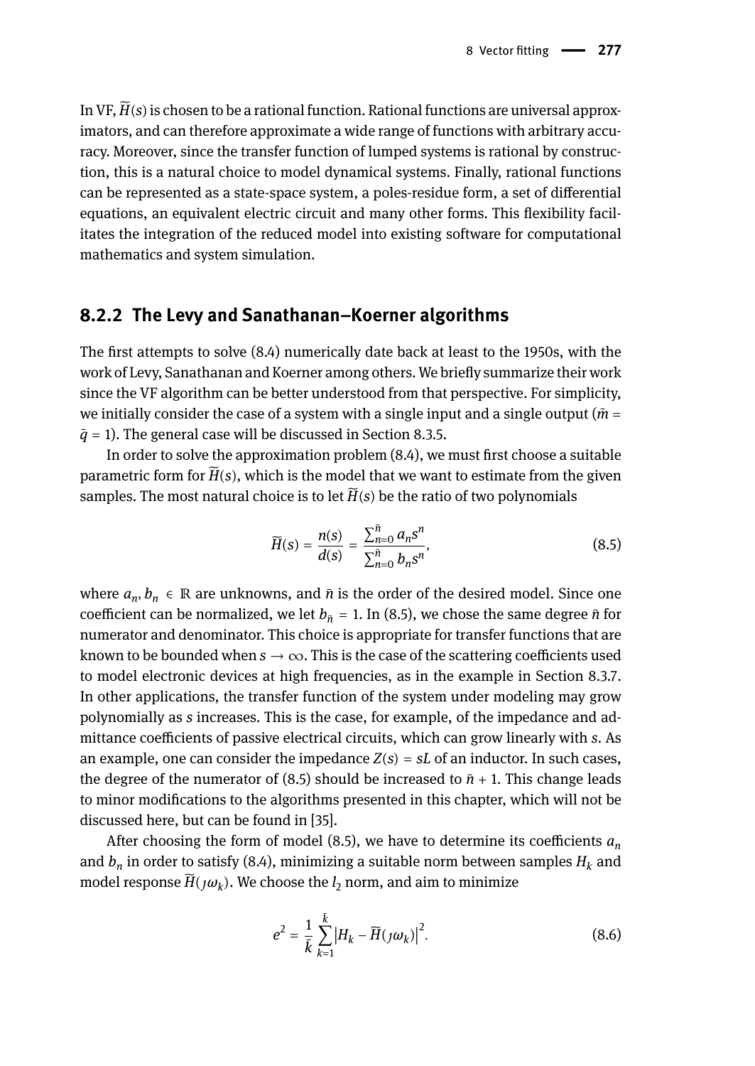In VF, $\widetilde{H}(s)$ is chosen to be a rational function. Rational functions are universal approximators, and can therefore approximate a wide range of functions with arbitrary accuracy. Moreover, since the transfer function of lumped systems is rational by construction, this is a natural choice to model dynamical systems. Finally, rational functions can be represented as a state-space system, a poles-residue form, a set of differential equations, an equivalent electric circuit and many other forms. This flexibility facilitates the integration of the reduced model into existing software for computational mathematics and system simulation.

### 8.2.2 The Levy and Sanathanan–Koerner algorithms

The first attempts to solve (8.4) numerically date back at least to the 1950s, with the work of Levy, Sanathanan and Koerner among others. We briefly summarize their work since the VF algorithm can be better understood from that perspective. For simplicity, we initially consider the case of a system with a single input and a single output ($\bar{m} = \bar{q} = 1$). The general case will be discussed in Section 8.3.5.

In order to solve the approximation problem (8.4), we must first choose a suitable parametric form for $\widetilde{H}(s)$, which is the model that we want to estimate from the given samples. The most natural choice is to let $\widetilde{H}(s)$ be the ratio of two polynomials

$$\widetilde{H}(s) = \frac{n(s)}{d(s)} = \frac{\sum_{n=0}^{\bar{n}} a_n s^n}{\sum_{n=0}^{\bar{n}} b_n s^n}, \tag{8.5}$$

where $a_n, b_n \in \mathbb{R}$ are unknowns, and $\bar{n}$ is the order of the desired model. Since one coefficient can be normalized, we let $b_{\bar{n}} = 1$. In (8.5), we chose the same degree $\bar{n}$ for numerator and denominator. This choice is appropriate for transfer functions that are known to be bounded when $s \to \infty$. This is the case of the scattering coefficients used to model electronic devices at high frequencies, as in the example in Section 8.3.7. In other applications, the transfer function of the system under modeling may grow polynomially as $s$ increases. This is the case, for example, of the impedance and admittance coefficients of passive electrical circuits, which can grow linearly with $s$. As an example, one can consider the impedance $Z(s) = sL$ of an inductor. In such cases, the degree of the numerator of (8.5) should be increased to $\bar{n} + 1$. This change leads to minor modifications to the algorithms presented in this chapter, which will not be discussed here, but can be found in [35].

After choosing the form of model (8.5), we have to determine its coefficients $a_n$ and $b_n$ in order to satisfy (8.4), minimizing a suitable norm between samples $H_k$ and model response $\widetilde{H}(\jmath\omega_k)$. We choose the $l_2$ norm, and aim to minimize

$$e^2 = \frac{1}{\bar{k}} \sum_{k=1}^{\bar{k}} \left| H_k - \widetilde{H}(\jmath\omega_k) \right|^2. \tag{8.6}$$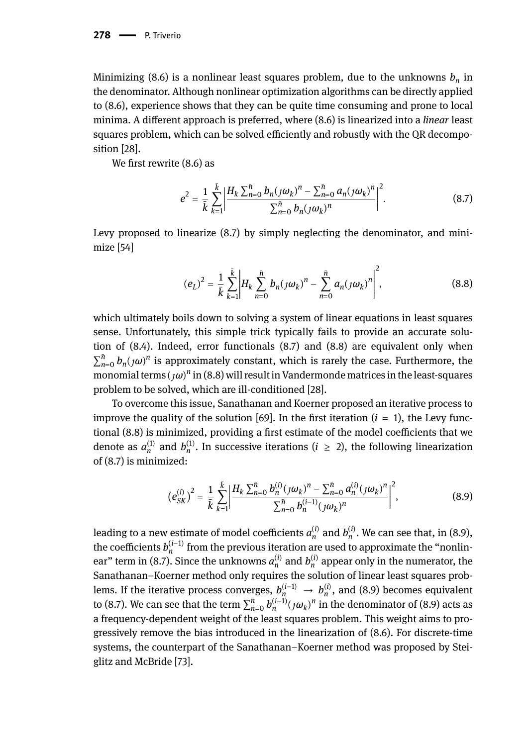Minimizing (8.6) is a nonlinear least squares problem, due to the unknowns $b_n$ in the denominator. Although nonlinear optimization algorithms can be directly applied to (8.6), experience shows that they can be quite time consuming and prone to local minima. A different approach is preferred, where (8.6) is linearized into a *linear* least squares problem, which can be solved efficiently and robustly with the QR decomposition [28].

We first rewrite (8.6) as

$$e^2 = \frac{1}{\bar{k}} \sum_{k=1}^{\bar{k}} \left| \frac{H_k \sum_{n=0}^{\bar{n}} b_n (\jmath\omega_k)^n - \sum_{n=0}^{\bar{n}} a_n (\jmath\omega_k)^n}{\sum_{n=0}^{\bar{n}} b_n (\jmath\omega_k)^n} \right|^2 . \tag{8.7}$$

Levy proposed to linearize (8.7) by simply neglecting the denominator, and minimize [54]

$$(e_L)^2 = \frac{1}{\bar{k}} \sum_{k=1}^{\bar{k}} \left| H_k \sum_{n=0}^{\bar{n}} b_n (\jmath\omega_k)^n - \sum_{n=0}^{\bar{n}} a_n (\jmath\omega_k)^n \right|^2 , \tag{8.8}$$

which ultimately boils down to solving a system of linear equations in least squares sense. Unfortunately, this simple trick typically fails to provide an accurate solution of (8.4). Indeed, error functionals (8.7) and (8.8) are equivalent only when $\sum_{n=0}^{\bar{n}} b_n (\jmath\omega)^n$ is approximately constant, which is rarely the case. Furthermore, the monomial terms $(\jmath\omega)^n$ in (8.8) will result in Vandermonde matrices in the least-squares problem to be solved, which are ill-conditioned [28].

To overcome this issue, Sanathanan and Koerner proposed an iterative process to improve the quality of the solution [69]. In the first iteration ($i = 1$), the Levy functional (8.8) is minimized, providing a first estimate of the model coefficients that we denote as $a_n^{(1)}$ and $b_n^{(1)}$. In successive iterations ($i \geq 2$), the following linearization of (8.7) is minimized:

$$\left(e_{SK}^{(i)}\right)^2 = \frac{1}{\bar{k}} \sum_{k=1}^{\bar{k}} \left| \frac{H_k \sum_{n=0}^{\bar{n}} b_n^{(i)} (\jmath\omega_k)^n - \sum_{n=0}^{\bar{n}} a_n^{(i)} (\jmath\omega_k)^n}{\sum_{n=0}^{\bar{n}} b_n^{(i-1)} (\jmath\omega_k)^n} \right|^2 , \tag{8.9}$$

leading to a new estimate of model coefficients $a_n^{(i)}$ and $b_n^{(i)}$. We can see that, in (8.9), the coefficients $b_n^{(i-1)}$ from the previous iteration are used to approximate the "nonlinear" term in (8.7). Since the unknowns $a_n^{(i)}$ and $b_n^{(i)}$ appear only in the numerator, the Sanathanan–Koerner method only requires the solution of linear least squares problems. If the iterative process converges, $b_n^{(i-1)} \to b_n^{(i)}$, and (8.9) becomes equivalent to (8.7). We can see that the term $\sum_{n=0}^{\bar{n}} b_n^{(i-1)} (\jmath\omega_k)^n$ in the denominator of (8.9) acts as a frequency-dependent weight of the least squares problem. This weight aims to progressively remove the bias introduced in the linearization of (8.6). For discrete-time systems, the counterpart of the Sanathanan–Koerner method was proposed by Steiglitz and McBride [73].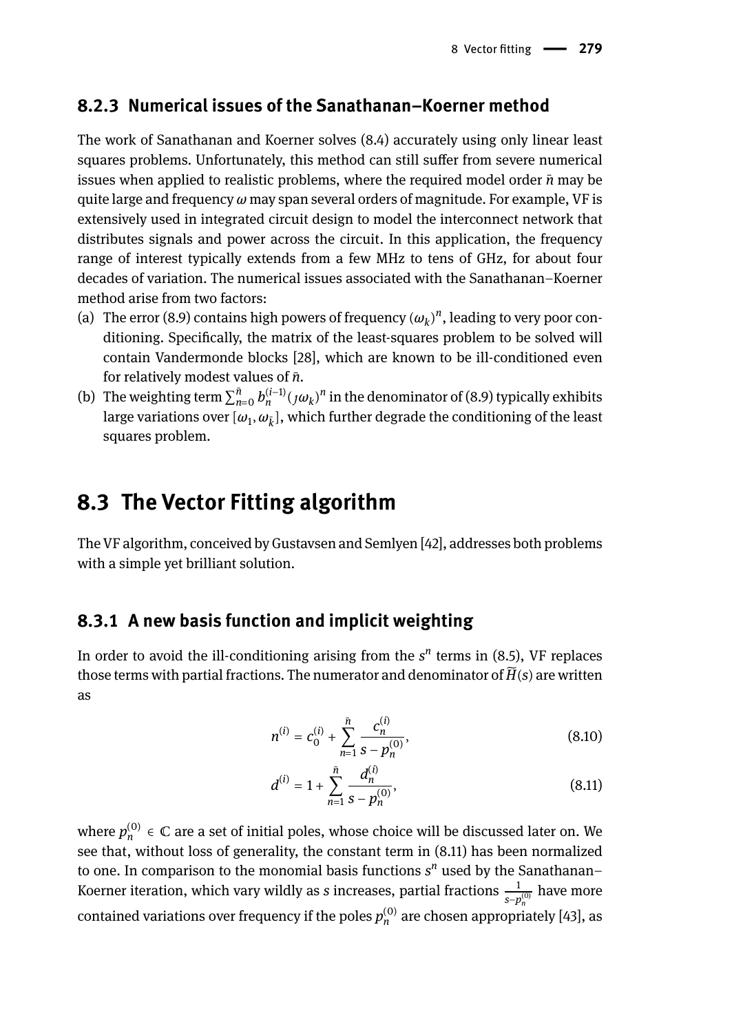### 8.2.3 Numerical issues of the Sanathanan–Koerner method

The work of Sanathanan and Koerner solves (8.4) accurately using only linear least squares problems. Unfortunately, this method can still suffer from severe numerical issues when applied to realistic problems, where the required model order $\bar{n}$ may be quite large and frequency $\omega$ may span several orders of magnitude. For example, VF is extensively used in integrated circuit design to model the interconnect network that distributes signals and power across the circuit. In this application, the frequency range of interest typically extends from a few MHz to tens of GHz, for about four decades of variation. The numerical issues associated with the Sanathanan–Koerner method arise from two factors:

(a) The error (8.9) contains high powers of frequency $(\omega_k)^n$, leading to very poor conditioning. Specifically, the matrix of the least-squares problem to be solved will contain Vandermonde blocks [28], which are known to be ill-conditioned even for relatively modest values of $\bar{n}$.

(b) The weighting term $\sum_{n=0}^{\bar{n}} b_n^{(i-1)}(\jmath\omega_k)^n$ in the denominator of (8.9) typically exhibits large variations over $[\omega_1, \omega_{\bar{k}}]$, which further degrade the conditioning of the least squares problem.

## 8.3 The Vector Fitting algorithm

The VF algorithm, conceived by Gustavsen and Semlyen [42], addresses both problems with a simple yet brilliant solution.

### 8.3.1 A new basis function and implicit weighting

In order to avoid the ill-conditioning arising from the $s^n$ terms in (8.5), VF replaces those terms with partial fractions. The numerator and denominator of $\widetilde{H}(s)$ are written as

$$n^{(i)} = c_0^{(i)} + \sum_{n=1}^{\bar{n}} \frac{c_n^{(i)}}{s - p_n^{(0)}}, \tag{8.10}$$

$$d^{(i)} = 1 + \sum_{n=1}^{\bar{n}} \frac{d_n^{(i)}}{s - p_n^{(0)}}, \tag{8.11}$$

where $p_n^{(0)} \in \mathbb{C}$ are a set of initial poles, whose choice will be discussed later on. We see that, without loss of generality, the constant term in (8.11) has been normalized to one. In comparison to the monomial basis functions $s^n$ used by the Sanathanan–Koerner iteration, which vary wildly as $s$ increases, partial fractions $\frac{1}{s - p_n^{(0)}}$ have more contained variations over frequency if the poles $p_n^{(0)}$ are chosen appropriately [43], as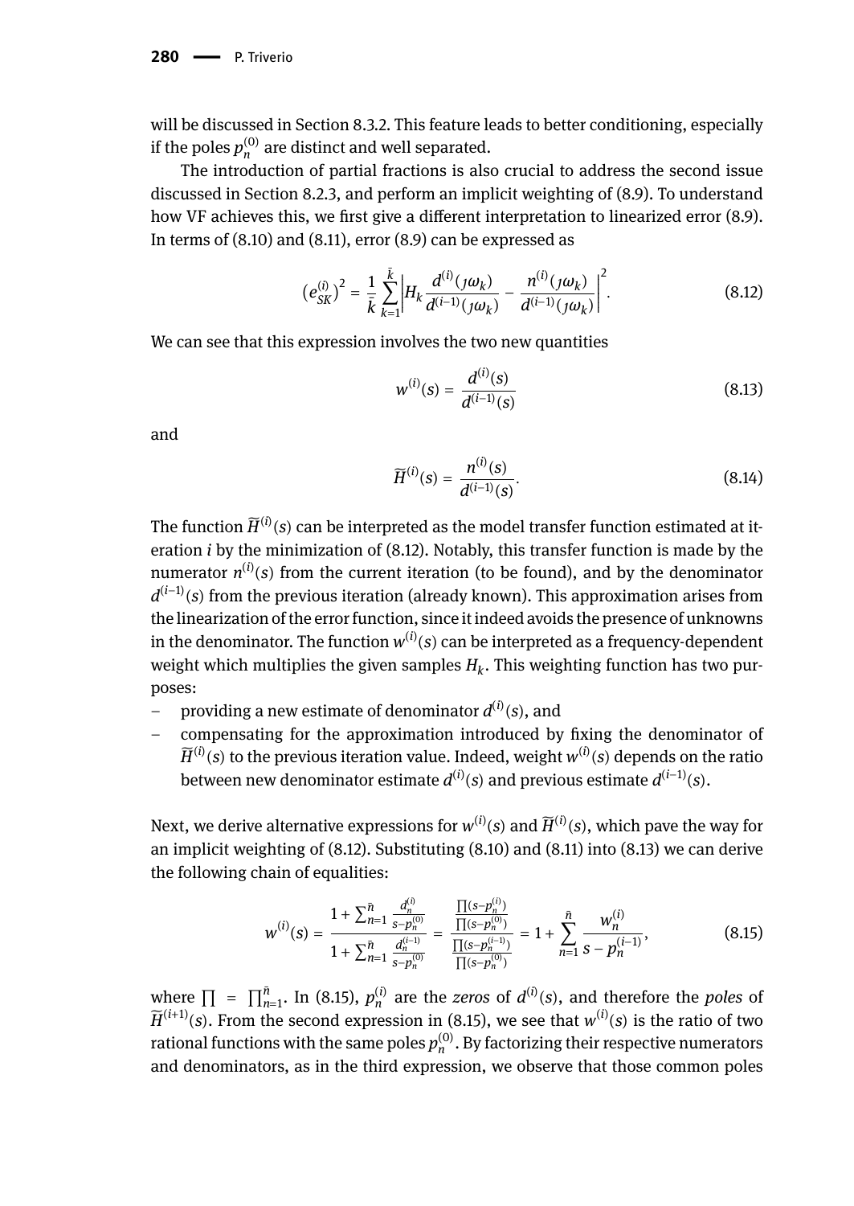will be discussed in Section 8.3.2. This feature leads to better conditioning, especially if the poles $p_n^{(0)}$ are distinct and well separated.

The introduction of partial fractions is also crucial to address the second issue discussed in Section 8.2.3, and perform an implicit weighting of (8.9). To understand how VF achieves this, we first give a different interpretation to linearized error (8.9). In terms of (8.10) and (8.11), error (8.9) can be expressed as

$$(e_{SK}^{(i)})^2 = \frac{1}{\bar{k}} \sum_{k=1}^{\bar{k}} \left| H_k \frac{d^{(i)}(\jmath\omega_k)}{d^{(i-1)}(\jmath\omega_k)} - \frac{n^{(i)}(\jmath\omega_k)}{d^{(i-1)}(\jmath\omega_k)} \right|^2. \tag{8.12}$$

We can see that this expression involves the two new quantities

$$w^{(i)}(s) = \frac{d^{(i)}(s)}{d^{(i-1)}(s)} \tag{8.13}$$

and

$$\widetilde{H}^{(i)}(s) = \frac{n^{(i)}(s)}{d^{(i-1)}(s)}. \tag{8.14}$$

The function $\widetilde{H}^{(i)}(s)$ can be interpreted as the model transfer function estimated at iteration $i$ by the minimization of (8.12). Notably, this transfer function is made by the numerator $n^{(i)}(s)$ from the current iteration (to be found), and by the denominator $d^{(i-1)}(s)$ from the previous iteration (already known). This approximation arises from the linearization of the error function, since it indeed avoids the presence of unknowns in the denominator. The function $w^{(i)}(s)$ can be interpreted as a frequency-dependent weight which multiplies the given samples $H_k$. This weighting function has two purposes:

- providing a new estimate of denominator $d^{(i)}(s)$, and
- compensating for the approximation introduced by fixing the denominator of $\widetilde{H}^{(i)}(s)$ to the previous iteration value. Indeed, weight $w^{(i)}(s)$ depends on the ratio between new denominator estimate $d^{(i)}(s)$ and previous estimate $d^{(i-1)}(s)$.

Next, we derive alternative expressions for $w^{(i)}(s)$ and $\widetilde{H}^{(i)}(s)$, which pave the way for an implicit weighting of (8.12). Substituting (8.10) and (8.11) into (8.13) we can derive the following chain of equalities:

$$w^{(i)}(s) = \frac{1 + \sum_{n=1}^{\bar{n}} \frac{d_n^{(i)}}{s - p_n^{(0)}}}{1 + \sum_{n=1}^{\bar{n}} \frac{d_n^{(i-1)}}{s - p_n^{(0)}}} = \frac{\frac{\prod(s-p_n^{(i)})}{\prod(s-p_n^{(0)})}}{\frac{\prod(s-p_n^{(i-1)})}{\prod(s-p_n^{(0)})}} = 1 + \sum_{n=1}^{\bar{n}} \frac{w_n^{(i)}}{s - p_n^{(i-1)}}, \tag{8.15}$$

where $\prod = \prod_{n=1}^{\bar{n}}$. In (8.15), $p_n^{(i)}$ are the *zeros* of $d^{(i)}(s)$, and therefore the *poles* of $\widetilde{H}^{(i+1)}(s)$. From the second expression in (8.15), we see that $w^{(i)}(s)$ is the ratio of two rational functions with the same poles $p_n^{(0)}$. By factorizing their respective numerators and denominators, as in the third expression, we observe that those common poles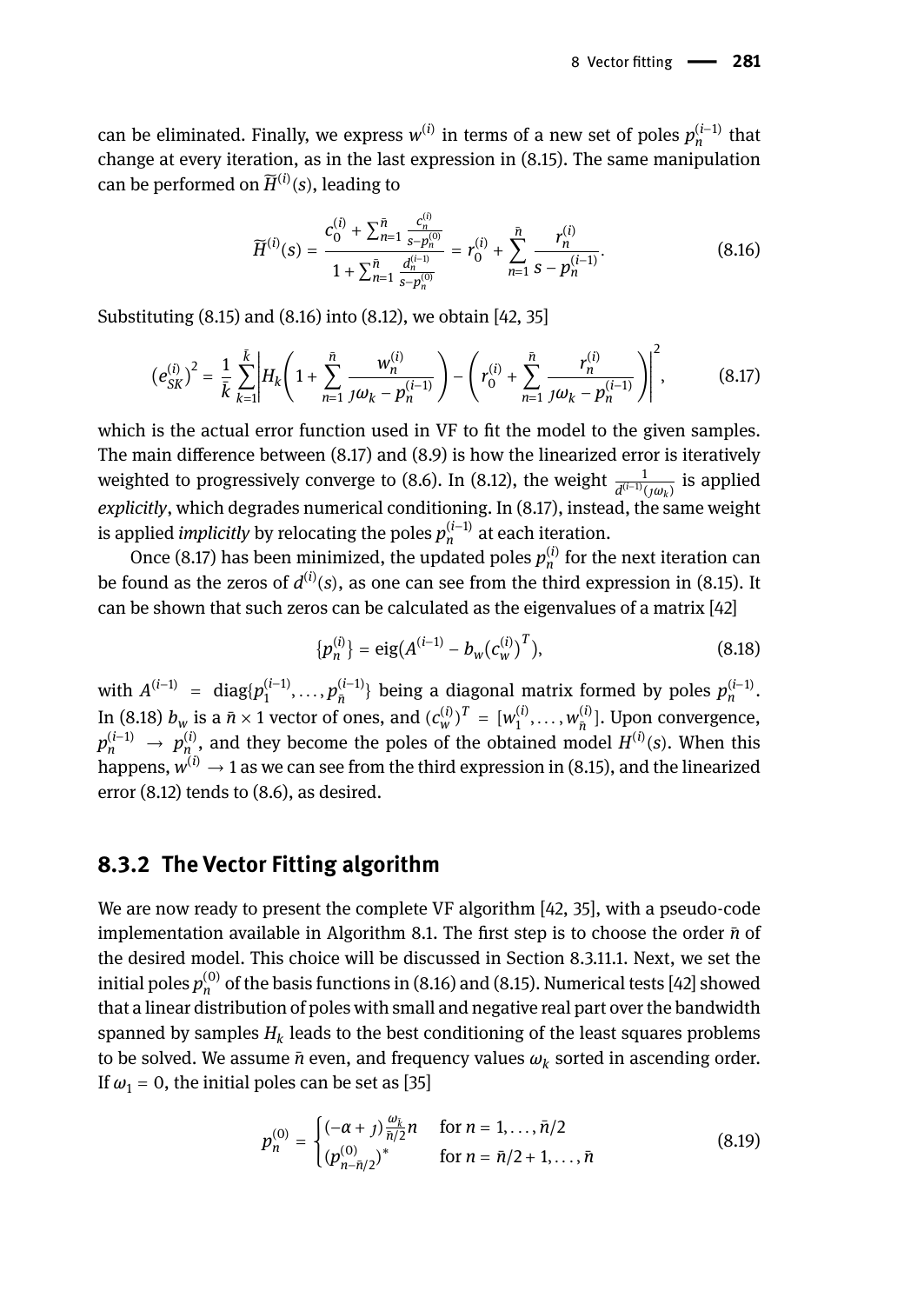can be eliminated. Finally, we express $w^{(i)}$ in terms of a new set of poles $p_n^{(i-1)}$ that change at every iteration, as in the last expression in (8.15). The same manipulation can be performed on $\widetilde{H}^{(i)}(s)$, leading to

$$\widetilde{H}^{(i)}(s) = \frac{c_0^{(i)} + \sum_{n=1}^{\bar{n}} \frac{c_n^{(i)}}{s - p_n^{(0)}}}{1 + \sum_{n=1}^{\bar{n}} \frac{d_n^{(i-1)}}{s - p_n^{(0)}}} = r_0^{(i)} + \sum_{n=1}^{\bar{n}} \frac{r_n^{(i)}}{s - p_n^{(i-1)}}. \tag{8.16}$$

Substituting (8.15) and (8.16) into (8.12), we obtain [42, 35]

$$(e_{SK}^{(i)})^2 = \frac{1}{\bar{k}} \sum_{k=1}^{\bar{k}} \left| H_k \left( 1 + \sum_{n=1}^{\bar{n}} \frac{w_n^{(i)}}{\jmath\omega_k - p_n^{(i-1)}} \right) - \left( r_0^{(i)} + \sum_{n=1}^{\bar{n}} \frac{r_n^{(i)}}{\jmath\omega_k - p_n^{(i-1)}} \right) \right|^2, \tag{8.17}$$

which is the actual error function used in VF to fit the model to the given samples. The main difference between (8.17) and (8.9) is how the linearized error is iteratively weighted to progressively converge to (8.6). In (8.12), the weight $\frac{1}{d^{(i-1)}(\jmath\omega_k)}$ is applied *explicitly*, which degrades numerical conditioning. In (8.17), instead, the same weight is applied *implicitly* by relocating the poles $p_n^{(i-1)}$ at each iteration.

Once (8.17) has been minimized, the updated poles $p_n^{(i)}$ for the next iteration can be found as the zeros of $d^{(i)}(s)$, as one can see from the third expression in (8.15). It can be shown that such zeros can be calculated as the eigenvalues of a matrix [42]

$$\{p_n^{(i)}\} = \text{eig}\left(A^{(i-1)} - b_w (c_w^{(i)})^T\right), \tag{8.18}$$

with $A^{(i-1)} = \text{diag}\{p_1^{(i-1)}, \dots, p_{\bar{n}}^{(i-1)}\}$ being a diagonal matrix formed by poles $p_n^{(i-1)}$. In (8.18) $b_w$ is a $\bar{n} \times 1$ vector of ones, and $(c_w^{(i)})^T = [w_1^{(i)}, \dots, w_{\bar{n}}^{(i)}]$. Upon convergence, $p_n^{(i-1)} \to p_n^{(i)}$, and they become the poles of the obtained model $H^{(i)}(s)$. When this happens, $w^{(i)} \to 1$ as we can see from the third expression in (8.15), and the linearized error (8.12) tends to (8.6), as desired.

## 8.3.2 The Vector Fitting algorithm

We are now ready to present the complete VF algorithm [42, 35], with a pseudo-code implementation available in Algorithm 8.1. The first step is to choose the order $\bar{n}$ of the desired model. This choice will be discussed in Section 8.3.11.1. Next, we set the initial poles $p_n^{(0)}$ of the basis functions in (8.16) and (8.15). Numerical tests [42] showed that a linear distribution of poles with small and negative real part over the bandwidth spanned by samples $H_k$ leads to the best conditioning of the least squares problems to be solved. We assume $\bar{n}$ even, and frequency values $\omega_k$ sorted in ascending order. If $\omega_1 = 0$, the initial poles can be set as [35]

$$p_n^{(0)} = \begin{cases} (-\alpha + \jmath)\frac{\omega_{\bar{k}}}{\bar{n}/2} n & \text{for } n = 1, \dots, \bar{n}/2 \\ (p_{n-\bar{n}/2}^{(0)})^* & \text{for } n = \bar{n}/2 + 1, \dots, \bar{n} \end{cases} \tag{8.19}$$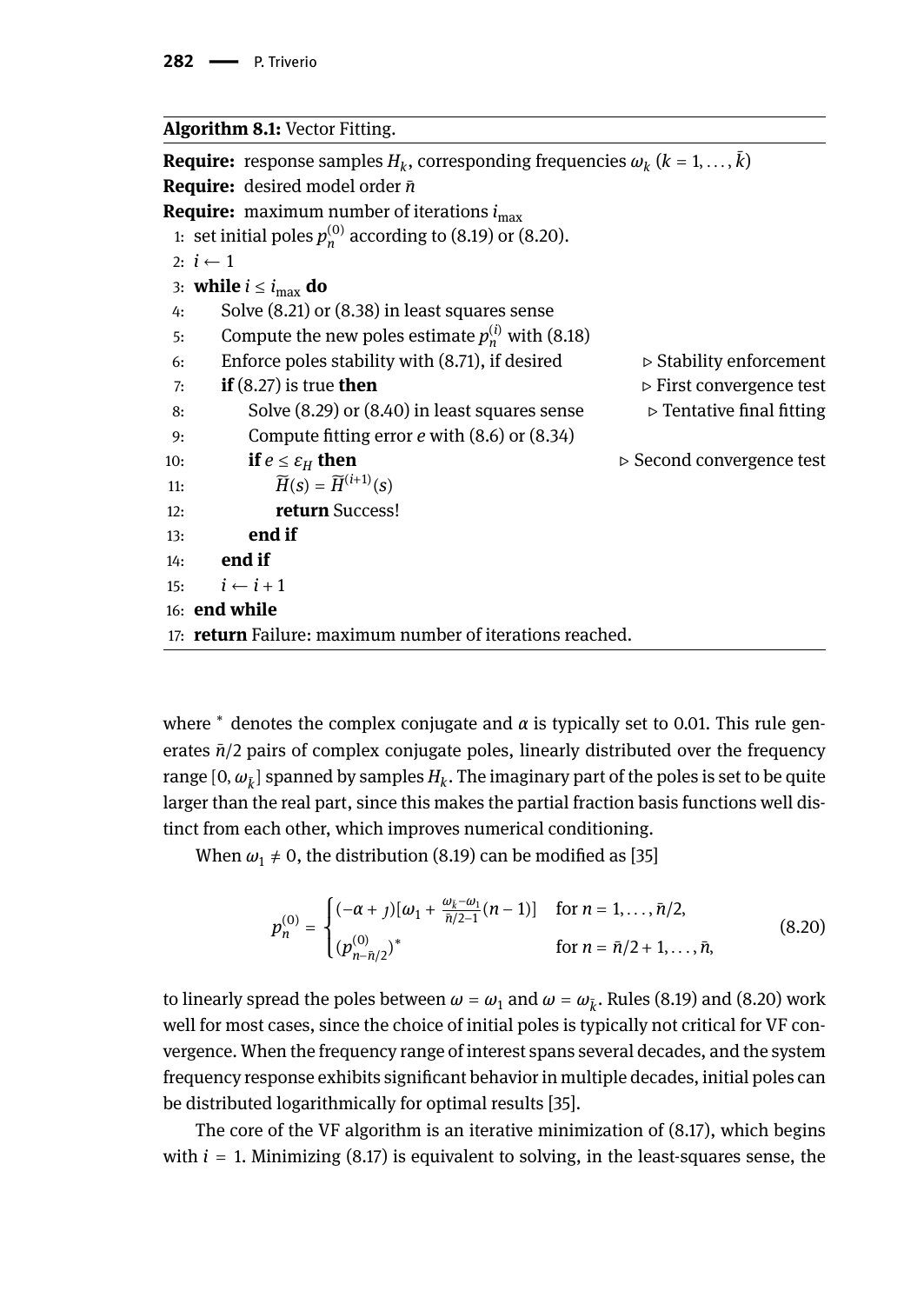**Algorithm 8.1:** Vector Fitting.

**Require:** response samples $H_k$, corresponding frequencies $\omega_k$ ($k = 1, \ldots, \bar{k}$)
**Require:** desired model order $\bar{n}$
**Require:** maximum number of iterations $i_{\max}$

```
1:  set initial poles p_n^(0) according to (8.19) or (8.20).
2:  i ← 1
3:  while i ≤ i_max do
4:      Solve (8.21) or (8.38) in least squares sense
5:      Compute the new poles estimate p_n^(i) with (8.18)
6:      Enforce poles stability with (8.71), if desired          ▷ Stability enforcement
7:      if (8.27) is true then                                   ▷ First convergence test
8:          Solve (8.29) or (8.40) in least squares sense        ▷ Tentative final fitting
9:          Compute fitting error e with (8.6) or (8.34)
10:         if e ≤ ε_H then                                      ▷ Second convergence test
11:             H̃(s) = H̃^(i+1)(s)
12:             return Success!
13:         end if
14:     end if
15:     i ← i + 1
16: end while
17: return Failure: maximum number of iterations reached.
```

where $^*$ denotes the complex conjugate and $\alpha$ is typically set to 0.01. This rule generates $\bar{n}/2$ pairs of complex conjugate poles, linearly distributed over the frequency range $[0, \omega_{\bar{k}}]$ spanned by samples $H_k$. The imaginary part of the poles is set to be quite larger than the real part, since this makes the partial fraction basis functions well distinct from each other, which improves numerical conditioning.

When $\omega_1 \neq 0$, the distribution (8.19) can be modified as [35]

$$p_n^{(0)} = \begin{cases} (-\alpha + \jmath)[\omega_1 + \frac{\omega_{\bar{k}} - \omega_1}{\bar{n}/2 - 1}(n-1)] & \text{for } n = 1, \ldots, \bar{n}/2, \\ (p_{n-\bar{n}/2}^{(0)})^* & \text{for } n = \bar{n}/2 + 1, \ldots, \bar{n}, \end{cases} \tag{8.20}$$

to linearly spread the poles between $\omega = \omega_1$ and $\omega = \omega_{\bar{k}}$. Rules (8.19) and (8.20) work well for most cases, since the choice of initial poles is typically not critical for VF convergence. When the frequency range of interest spans several decades, and the system frequency response exhibits significant behavior in multiple decades, initial poles can be distributed logarithmically for optimal results [35].

The core of the VF algorithm is an iterative minimization of (8.17), which begins with $i = 1$. Minimizing (8.17) is equivalent to solving, in the least-squares sense, the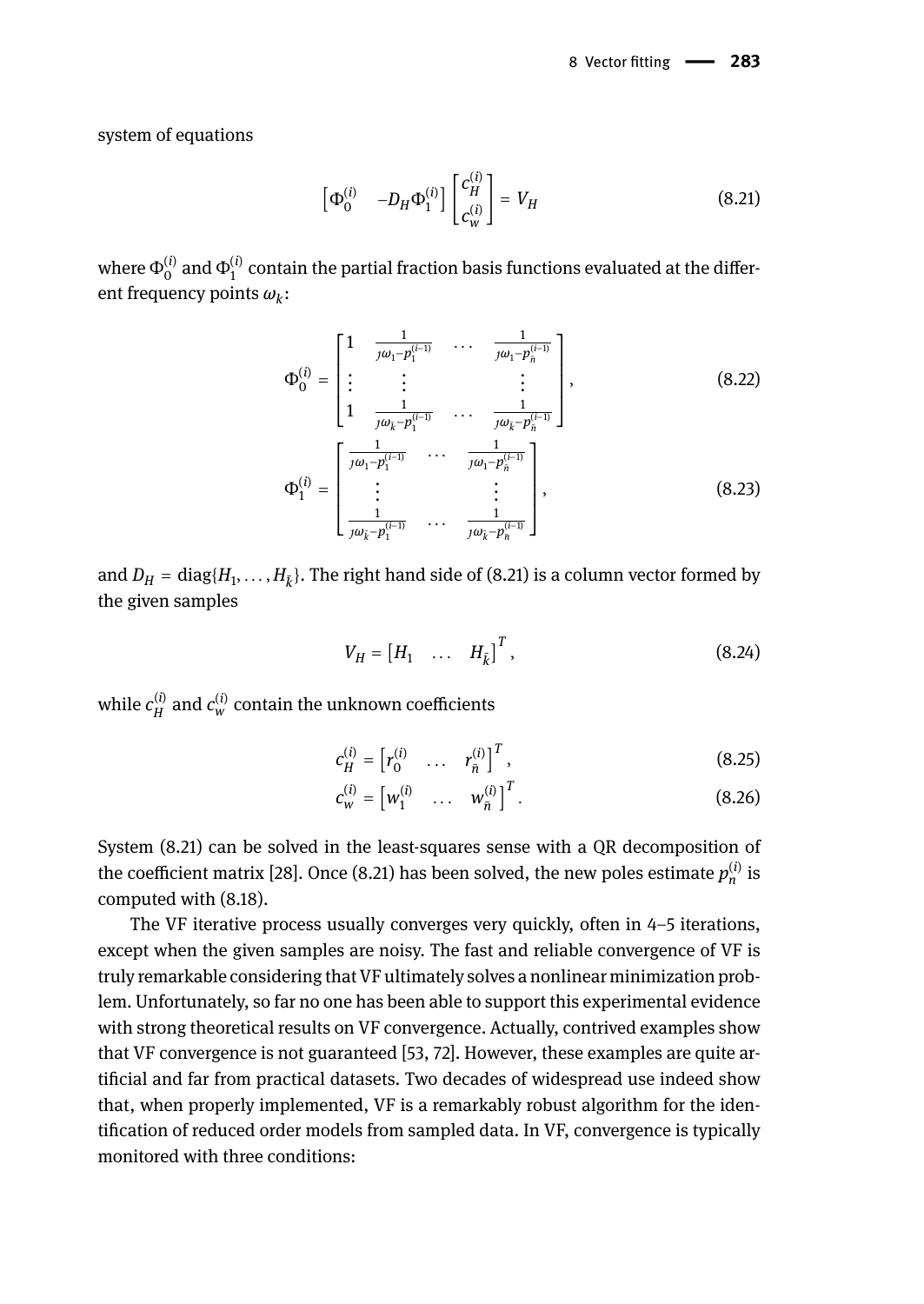system of equations

$$\begin{bmatrix} \Phi_0^{(i)} & -D_H \Phi_1^{(i)} \end{bmatrix} \begin{bmatrix} c_H^{(i)} \\ c_w^{(i)} \end{bmatrix} = V_H \tag{8.21}$$

where $\Phi_0^{(i)}$ and $\Phi_1^{(i)}$ contain the partial fraction basis functions evaluated at the different frequency points $\omega_k$:

$$\Phi_0^{(i)} = \begin{bmatrix} 1 & \frac{1}{j\omega_1 - p_1^{(i-1)}} & \dots & \frac{1}{j\omega_1 - p_{\bar{n}}^{(i-1)}} \\ \vdots & \vdots & & \vdots \\ 1 & \frac{1}{j\omega_{\bar{k}} - p_1^{(i-1)}} & \dots & \frac{1}{j\omega_{\bar{k}} - p_{\bar{n}}^{(i-1)}} \end{bmatrix}, \tag{8.22}$$

$$\Phi_1^{(i)} = \begin{bmatrix} \frac{1}{j\omega_1 - p_1^{(i-1)}} & \dots & \frac{1}{j\omega_1 - p_{\bar{n}}^{(i-1)}} \\ \vdots & & \vdots \\ \frac{1}{j\omega_{\bar{k}} - p_1^{(i-1)}} & \dots & \frac{1}{j\omega_{\bar{k}} - p_{\bar{n}}^{(i-1)}} \end{bmatrix}, \tag{8.23}$$

and $D_H = \operatorname{diag}\{H_1, \dots, H_{\bar{k}}\}$. The right hand side of (8.21) is a column vector formed by the given samples

$$V_H = \begin{bmatrix} H_1 & \dots & H_{\bar{k}} \end{bmatrix}^T, \tag{8.24}$$

while $c_H^{(i)}$ and $c_w^{(i)}$ contain the unknown coefficients

$$c_H^{(i)} = \begin{bmatrix} r_0^{(i)} & \dots & r_{\bar{n}}^{(i)} \end{bmatrix}^T, \tag{8.25}$$

$$c_w^{(i)} = \begin{bmatrix} w_1^{(i)} & \dots & w_{\bar{n}}^{(i)} \end{bmatrix}^T. \tag{8.26}$$

System (8.21) can be solved in the least-squares sense with a QR decomposition of the coefficient matrix [28]. Once (8.21) has been solved, the new poles estimate $p_n^{(i)}$ is computed with (8.18).

The VF iterative process usually converges very quickly, often in 4–5 iterations, except when the given samples are noisy. The fast and reliable convergence of VF is truly remarkable considering that VF ultimately solves a nonlinear minimization problem. Unfortunately, so far no one has been able to support this experimental evidence with strong theoretical results on VF convergence. Actually, contrived examples show that VF convergence is not guaranteed [53, 72]. However, these examples are quite artificial and far from practical datasets. Two decades of widespread use indeed show that, when properly implemented, VF is a remarkably robust algorithm for the identification of reduced order models from sampled data. In VF, convergence is typically monitored with three conditions: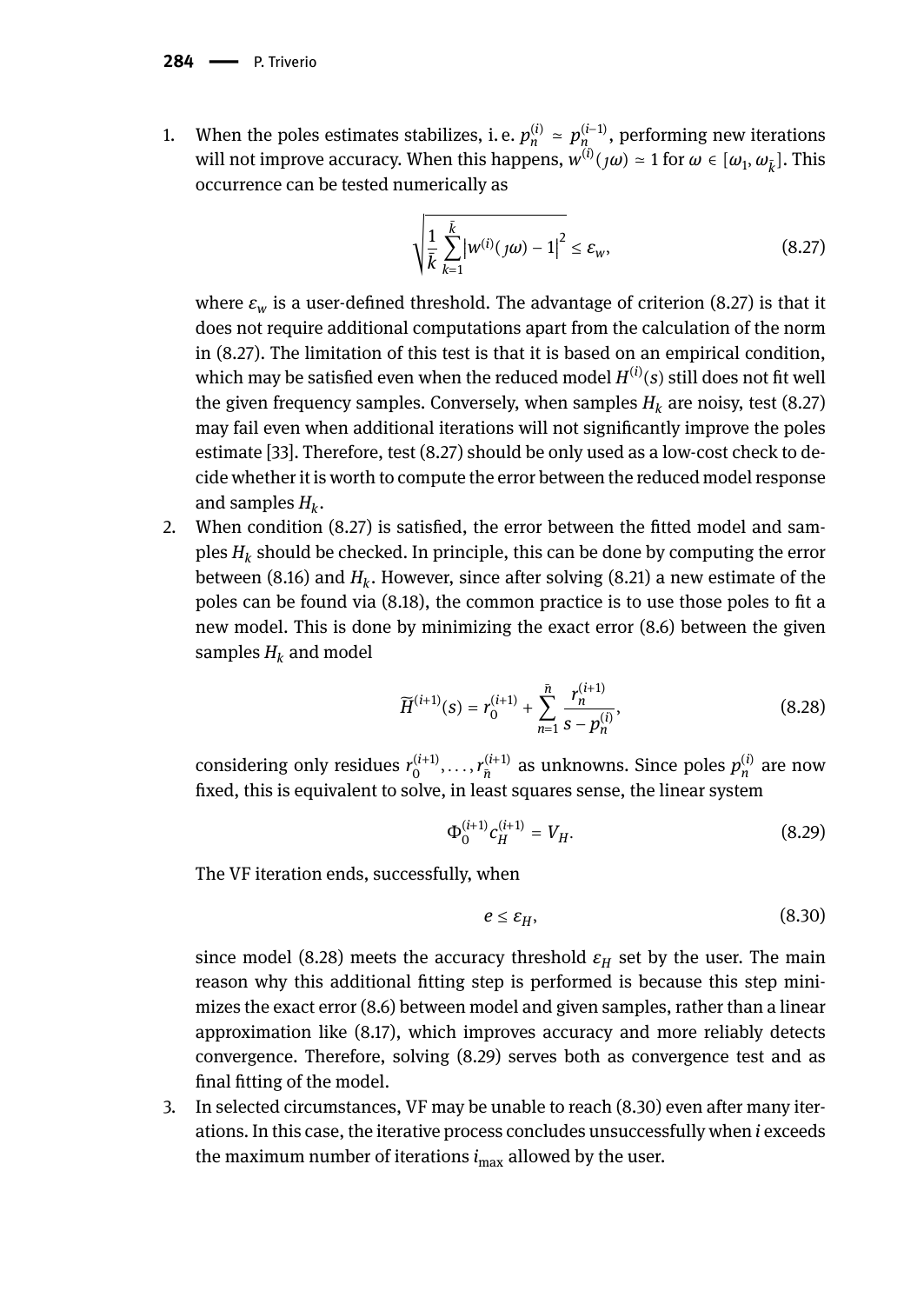1. When the poles estimates stabilizes, i. e. $p_n^{(i)} \simeq p_n^{(i-1)}$, performing new iterations will not improve accuracy. When this happens, $w^{(i)}(\jmath\omega) \simeq 1$ for $\omega \in [\omega_1, \omega_{\bar{k}}]$. This occurrence can be tested numerically as

$$\sqrt{\frac{1}{\bar{k}} \sum_{k=1}^{\bar{k}} \left| w^{(i)}(\jmath\omega) - 1 \right|^2} \leq \varepsilon_w, \tag{8.27}$$

   where $\varepsilon_w$ is a user-defined threshold. The advantage of criterion (8.27) is that it does not require additional computations apart from the calculation of the norm in (8.27). The limitation of this test is that it is based on an empirical condition, which may be satisfied even when the reduced model $H^{(i)}(s)$ still does not fit well the given frequency samples. Conversely, when samples $H_k$ are noisy, test (8.27) may fail even when additional iterations will not significantly improve the poles estimate [33]. Therefore, test (8.27) should be only used as a low-cost check to decide whether it is worth to compute the error between the reduced model response and samples $H_k$.

2. When condition (8.27) is satisfied, the error between the fitted model and samples $H_k$ should be checked. In principle, this can be done by computing the error between (8.16) and $H_k$. However, since after solving (8.21) a new estimate of the poles can be found via (8.18), the common practice is to use those poles to fit a new model. This is done by minimizing the exact error (8.6) between the given samples $H_k$ and model

$$\widetilde{H}^{(i+1)}(s) = r_0^{(i+1)} + \sum_{n=1}^{\bar{n}} \frac{r_n^{(i+1)}}{s - p_n^{(i)}}, \tag{8.28}$$

   considering only residues $r_0^{(i+1)}, \ldots, r_{\bar{n}}^{(i+1)}$ as unknowns. Since poles $p_n^{(i)}$ are now fixed, this is equivalent to solve, in least squares sense, the linear system

$$\Phi_0^{(i+1)} c_H^{(i+1)} = V_H. \tag{8.29}$$

   The VF iteration ends, successfully, when

$$e \leq \varepsilon_H, \tag{8.30}$$

   since model (8.28) meets the accuracy threshold $\varepsilon_H$ set by the user. The main reason why this additional fitting step is performed is because this step minimizes the exact error (8.6) between model and given samples, rather than a linear approximation like (8.17), which improves accuracy and more reliably detects convergence. Therefore, solving (8.29) serves both as convergence test and as final fitting of the model.

3. In selected circumstances, VF may be unable to reach (8.30) even after many iterations. In this case, the iterative process concludes unsuccessfully when $i$ exceeds the maximum number of iterations $i_{\max}$ allowed by the user.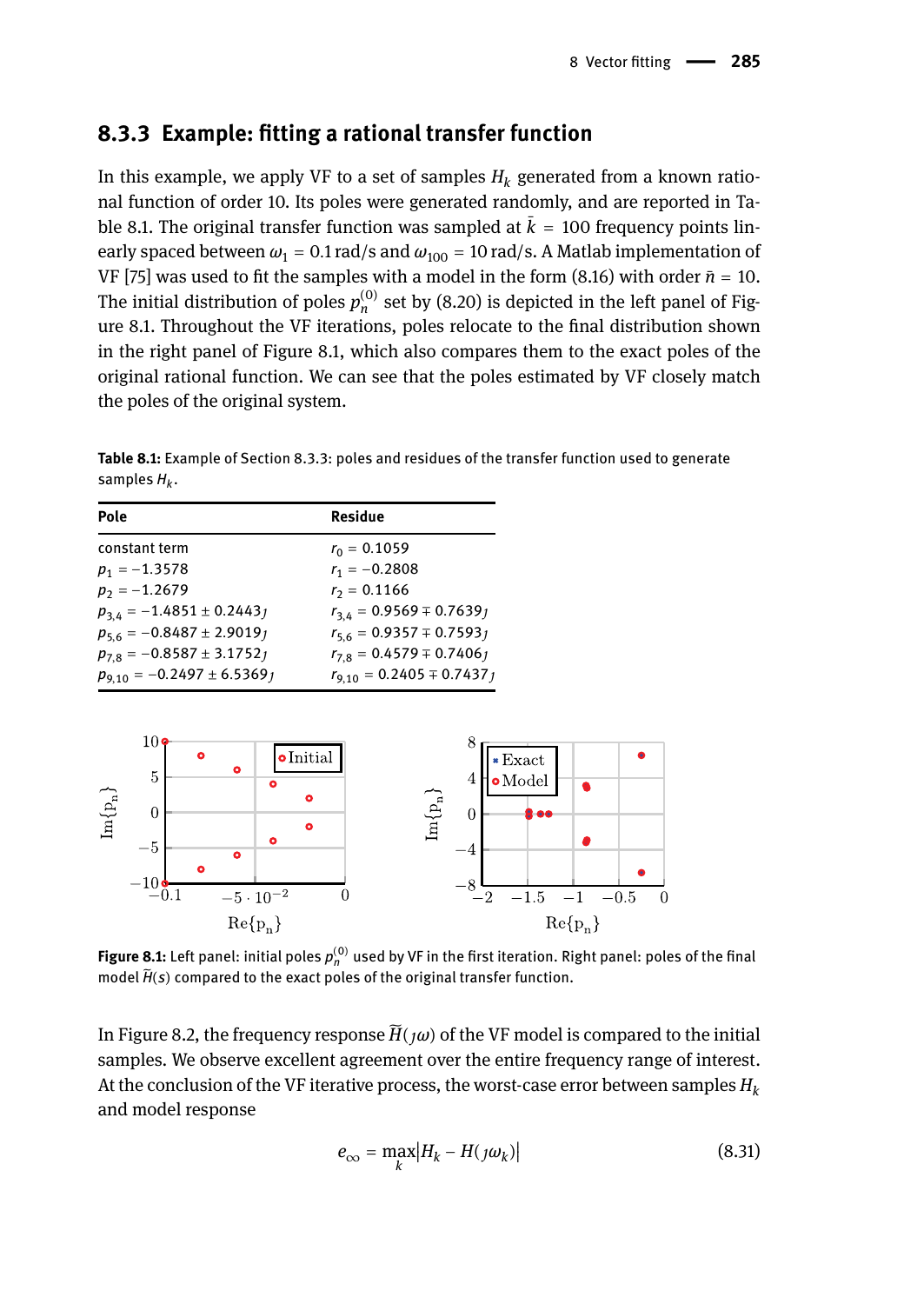### 8.3.3 Example: fitting a rational transfer function

In this example, we apply VF to a set of samples $H_k$ generated from a known rational function of order 10. Its poles were generated randomly, and are reported in Table 8.1. The original transfer function was sampled at $\bar{k} = 100$ frequency points linearly spaced between $\omega_1 = 0.1$ rad/s and $\omega_{100} = 10$ rad/s. A Matlab implementation of VF [75] was used to fit the samples with a model in the form (8.16) with order $\bar{n} = 10$. The initial distribution of poles $p_n^{(0)}$ set by (8.20) is depicted in the left panel of Figure 8.1. Throughout the VF iterations, poles relocate to the final distribution shown in the right panel of Figure 8.1, which also compares them to the exact poles of the original rational function. We can see that the poles estimated by VF closely match the poles of the original system.

**Table 8.1:** Example of Section 8.3.3: poles and residues of the transfer function used to generate samples $H_k$.

| Pole | Residue |
|---|---|
| constant term | $r_0 = 0.1059$ |
| $p_1 = -1.3578$ | $r_1 = -0.2808$ |
| $p_2 = -1.2679$ | $r_2 = 0.1166$ |
| $p_{3,4} = -1.4851 \pm 0.2443\jmath$ | $r_{3,4} = 0.9569 \mp 0.7639\jmath$ |
| $p_{5,6} = -0.8487 \pm 2.9019\jmath$ | $r_{5,6} = 0.9357 \mp 0.7593\jmath$ |
| $p_{7,8} = -0.8587 \pm 3.1752\jmath$ | $r_{7,8} = 0.4579 \mp 0.7406\jmath$ |
| $p_{9,10} = -0.2497 \pm 6.5369\jmath$ | $r_{9,10} = 0.2405 \mp 0.7437\jmath$ |

**Figure 8.1:** Left panel: initial poles $p_n^{(0)}$ used by VF in the first iteration. Right panel: poles of the final model $\widetilde{H}(s)$ compared to the exact poles of the original transfer function.

In Figure 8.2, the frequency response $\widetilde{H}(\jmath\omega)$ of the VF model is compared to the initial samples. We observe excellent agreement over the entire frequency range of interest. At the conclusion of the VF iterative process, the worst-case error between samples $H_k$ and model response

$$e_\infty = \max_k \left| H_k - H(\jmath\omega_k) \right| \tag{8.31}$$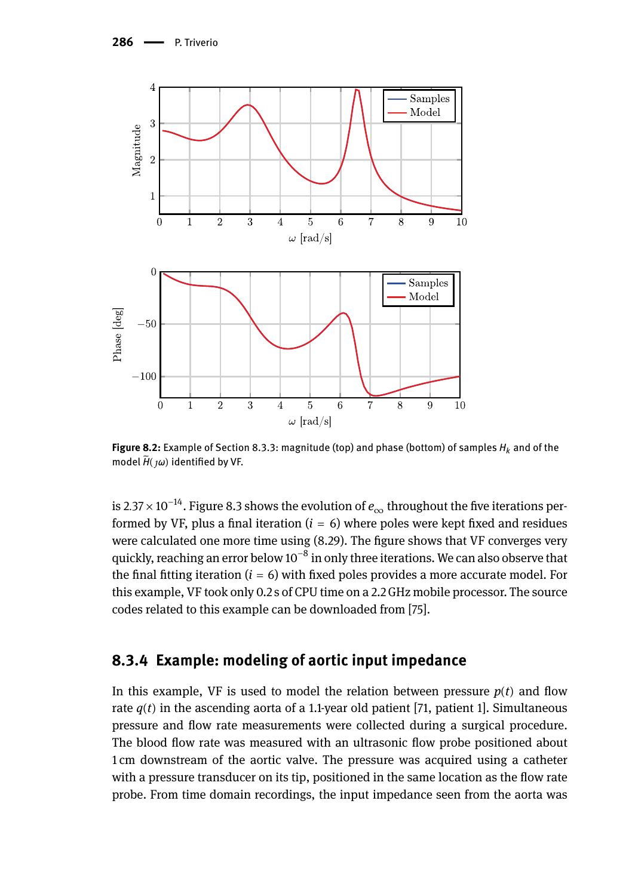**Figure 8.2:** Example of Section 8.3.3: magnitude (top) and phase (bottom) of samples $H_k$ and of the model $\widetilde{H}(\jmath\omega)$ identified by VF.

is $2.37 \times 10^{-14}$. Figure 8.3 shows the evolution of $e_\infty$ throughout the five iterations performed by VF, plus a final iteration ($i = 6$) where poles were kept fixed and residues were calculated one more time using (8.29). The figure shows that VF converges very quickly, reaching an error below $10^{-8}$ in only three iterations. We can also observe that the final fitting iteration ($i = 6$) with fixed poles provides a more accurate model. For this example, VF took only 0.2 s of CPU time on a 2.2 GHz mobile processor. The source codes related to this example can be downloaded from [75].

### 8.3.4 Example: modeling of aortic input impedance

In this example, VF is used to model the relation between pressure $p(t)$ and flow rate $q(t)$ in the ascending aorta of a 1.1-year old patient [71, patient 1]. Simultaneous pressure and flow rate measurements were collected during a surgical procedure. The blood flow rate was measured with an ultrasonic flow probe positioned about 1 cm downstream of the aortic valve. The pressure was acquired using a catheter with a pressure transducer on its tip, positioned in the same location as the flow rate probe. From time domain recordings, the input impedance seen from the aorta was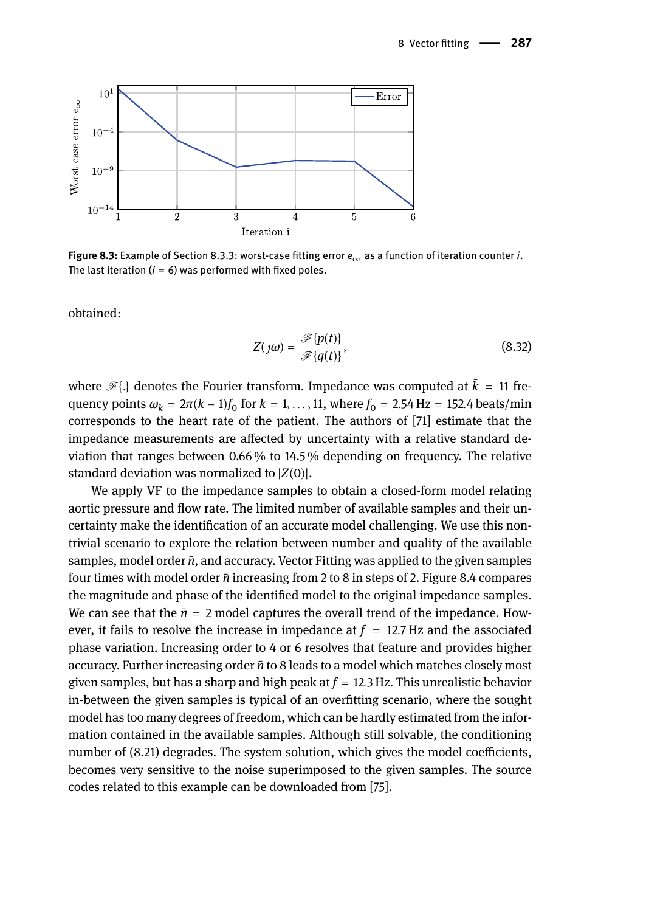**Figure 8.3:** Example of Section 8.3.3: worst-case fitting error $e_\infty$ as a function of iteration counter $i$. The last iteration ($i = 6$) was performed with fixed poles.

obtained:

$$Z(\jmath\omega) = \frac{\mathscr{F}\{p(t)\}}{\mathscr{F}\{q(t)\}}, \tag{8.32}$$

where $\mathscr{F}\{.\}$ denotes the Fourier transform. Impedance was computed at $\bar{k} = 11$ frequency points $\omega_k = 2\pi(k-1)f_0$ for $k = 1, \ldots, 11$, where $f_0 = 2.54\,\text{Hz} = 152.4\,\text{beats/min}$ corresponds to the heart rate of the patient. The authors of [71] estimate that the impedance measurements are affected by uncertainty with a relative standard deviation that ranges between 0.66 % to 14.5 % depending on frequency. The relative standard deviation was normalized to $|Z(0)|$.

We apply VF to the impedance samples to obtain a closed-form model relating aortic pressure and flow rate. The limited number of available samples and their uncertainty make the identification of an accurate model challenging. We use this nontrivial scenario to explore the relation between number and quality of the available samples, model order $\bar{n}$, and accuracy. Vector Fitting was applied to the given samples four times with model order $\bar{n}$ increasing from 2 to 8 in steps of 2. Figure 8.4 compares the magnitude and phase of the identified model to the original impedance samples. We can see that the $\bar{n} = 2$ model captures the overall trend of the impedance. However, it fails to resolve the increase in impedance at $f = 12.7\,\text{Hz}$ and the associated phase variation. Increasing order to 4 or 6 resolves that feature and provides higher accuracy. Further increasing order $\bar{n}$ to 8 leads to a model which matches closely most given samples, but has a sharp and high peak at $f = 12.3\,\text{Hz}$. This unrealistic behavior in-between the given samples is typical of an overfitting scenario, where the sought model has too many degrees of freedom, which can be hardly estimated from the information contained in the available samples. Although still solvable, the conditioning number of (8.21) degrades. The system solution, which gives the model coefficients, becomes very sensitive to the noise superimposed to the given samples. The source codes related to this example can be downloaded from [75].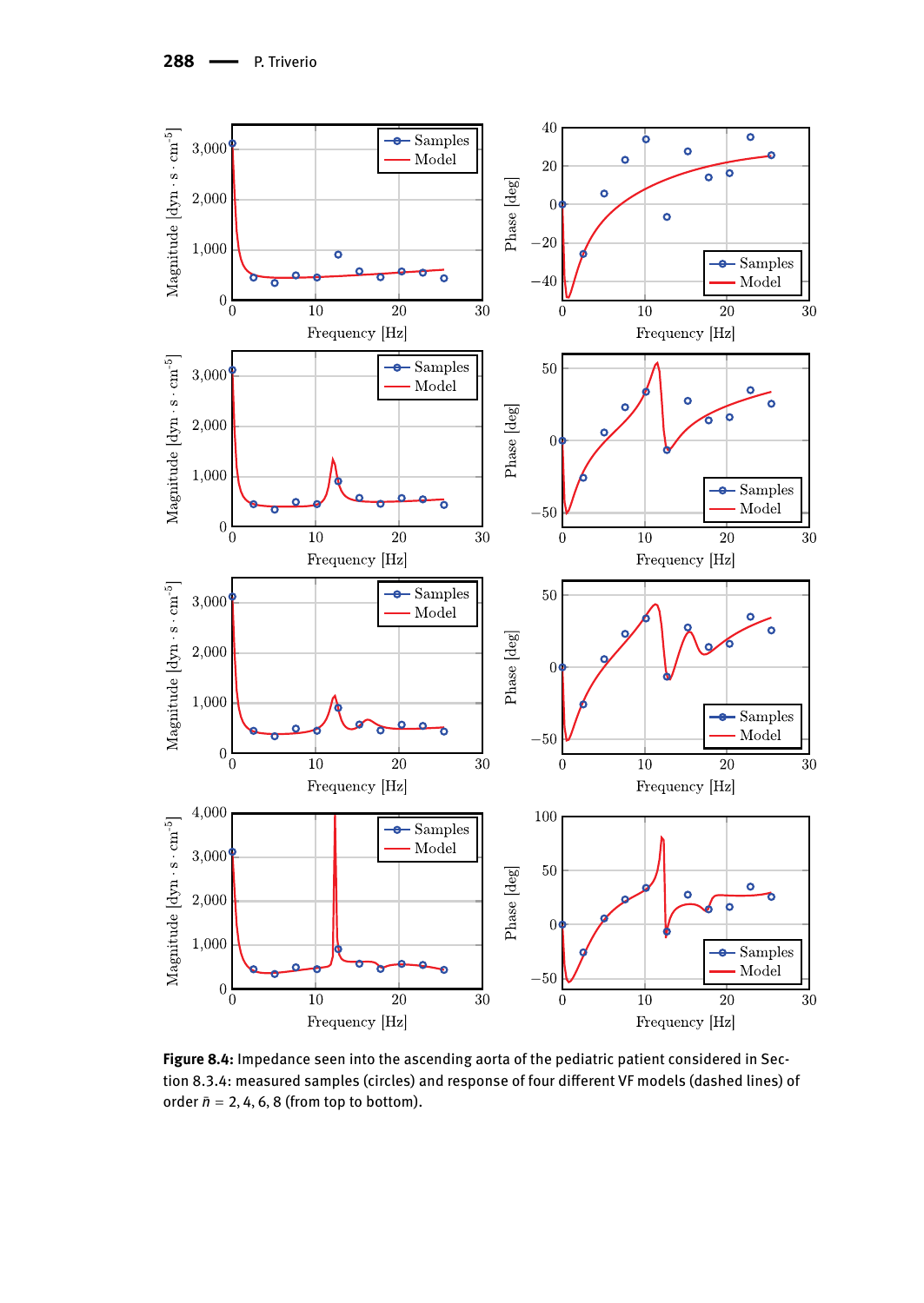**Figure 8.4:** Impedance seen into the ascending aorta of the pediatric patient considered in Section 8.3.4: measured samples (circles) and response of four different VF models (dashed lines) of order $\bar{n} = 2, 4, 6, 8$ (from top to bottom).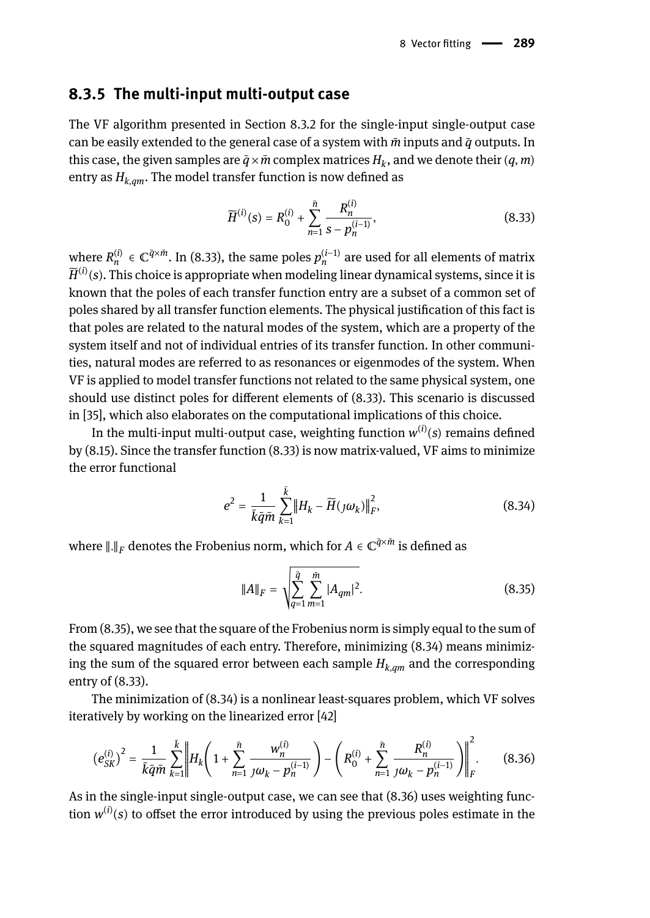### 8.3.5 The multi-input multi-output case

The VF algorithm presented in Section 8.3.2 for the single-input single-output case can be easily extended to the general case of a system with $\bar{m}$ inputs and $\bar{q}$ outputs. In this case, the given samples are $\bar{q} \times \bar{m}$ complex matrices $H_k$, and we denote their $(q, m)$ entry as $H_{k,qm}$. The model transfer function is now defined as

$$\widetilde{H}^{(i)}(s) = R_0^{(i)} + \sum_{n=1}^{\bar{n}} \frac{R_n^{(i)}}{s - p_n^{(i-1)}}, \tag{8.33}$$

where $R_n^{(i)} \in \mathbb{C}^{\bar{q} \times \bar{m}}$. In (8.33), the same poles $p_n^{(i-1)}$ are used for all elements of matrix $\widetilde{H}^{(i)}(s)$. This choice is appropriate when modeling linear dynamical systems, since it is known that the poles of each transfer function entry are a subset of a common set of poles shared by all transfer function elements. The physical justification of this fact is that poles are related to the natural modes of the system, which are a property of the system itself and not of individual entries of its transfer function. In other communities, natural modes are referred to as resonances or eigenmodes of the system. When VF is applied to model transfer functions not related to the same physical system, one should use distinct poles for different elements of (8.33). This scenario is discussed in [35], which also elaborates on the computational implications of this choice.

In the multi-input multi-output case, weighting function $w^{(i)}(s)$ remains defined by (8.15). Since the transfer function (8.33) is now matrix-valued, VF aims to minimize the error functional

$$e^2 = \frac{1}{\bar{k}\bar{q}\bar{m}} \sum_{k=1}^{\bar{k}} \left\| H_k - \widetilde{H}(\jmath\omega_k) \right\|_F^2, \tag{8.34}$$

where $\|.\|_F$ denotes the Frobenius norm, which for $A \in \mathbb{C}^{\bar{q} \times \bar{m}}$ is defined as

$$\|A\|_F = \sqrt{\sum_{q=1}^{\bar{q}} \sum_{m=1}^{\bar{m}} |A_{qm}|^2}. \tag{8.35}$$

From (8.35), we see that the square of the Frobenius norm is simply equal to the sum of the squared magnitudes of each entry. Therefore, minimizing (8.34) means minimizing the sum of the squared error between each sample $H_{k,qm}$ and the corresponding entry of (8.33).

The minimization of (8.34) is a nonlinear least-squares problem, which VF solves iteratively by working on the linearized error [42]

$$\left(e_{SK}^{(i)}\right)^2 = \frac{1}{\bar{k}\bar{q}\bar{m}} \sum_{k=1}^{\bar{k}} \left\| H_k \left( 1 + \sum_{n=1}^{\bar{n}} \frac{w_n^{(i)}}{\jmath\omega_k - p_n^{(i-1)}} \right) - \left( R_0^{(i)} + \sum_{n=1}^{\bar{n}} \frac{R_n^{(i)}}{\jmath\omega_k - p_n^{(i-1)}} \right) \right\|_F^2. \tag{8.36}$$

As in the single-input single-output case, we can see that (8.36) uses weighting function $w^{(i)}(s)$ to offset the error introduced by using the previous poles estimate in the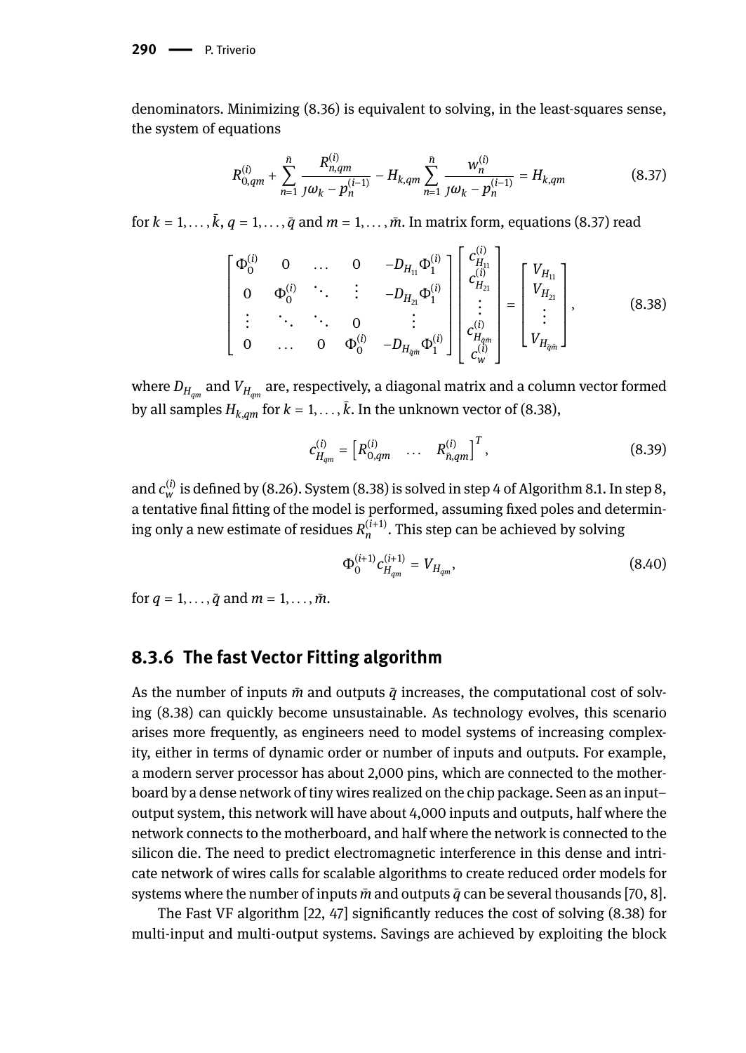denominators. Minimizing (8.36) is equivalent to solving, in the least-squares sense, the system of equations

$$R_{0,qm}^{(i)} + \sum_{n=1}^{\bar{n}} \frac{R_{n,qm}^{(i)}}{\jmath\omega_k - p_n^{(i-1)}} - H_{k,qm} \sum_{n=1}^{\bar{n}} \frac{w_n^{(i)}}{\jmath\omega_k - p_n^{(i-1)}} = H_{k,qm} \tag{8.37}$$

for $k = 1, \ldots, \bar{k}$, $q = 1, \ldots, \bar{q}$ and $m = 1, \ldots, \bar{m}$. In matrix form, equations (8.37) read

$$\begin{bmatrix} \Phi_0^{(i)} & 0 & \ldots & 0 & -D_{H_{11}}\Phi_1^{(i)} \\ 0 & \Phi_0^{(i)} & \ddots & \vdots & -D_{H_{21}}\Phi_1^{(i)} \\ \vdots & \ddots & \ddots & 0 & \vdots \\ 0 & \ldots & 0 & \Phi_0^{(i)} & -D_{H_{\bar{q}\bar{m}}}\Phi_1^{(i)} \end{bmatrix} \begin{bmatrix} c_{H_{11}}^{(i)} \\ c_{H_{21}}^{(i)} \\ \vdots \\ c_{H_{\bar{q}\bar{m}}}^{(i)} \\ c_w^{(i)} \end{bmatrix} = \begin{bmatrix} V_{H_{11}} \\ V_{H_{21}} \\ \vdots \\ V_{H_{\bar{q}\bar{m}}} \end{bmatrix}, \tag{8.38}$$

where $D_{H_{qm}}$ and $V_{H_{qm}}$ are, respectively, a diagonal matrix and a column vector formed by all samples $H_{k,qm}$ for $k = 1, \ldots, \bar{k}$. In the unknown vector of (8.38),

$$c_{H_{qm}}^{(i)} = \begin{bmatrix} R_{0,qm}^{(i)} & \ldots & R_{\bar{n},qm}^{(i)} \end{bmatrix}^T, \tag{8.39}$$

and $c_w^{(i)}$ is defined by (8.26). System (8.38) is solved in step 4 of Algorithm 8.1. In step 8, a tentative final fitting of the model is performed, assuming fixed poles and determining only a new estimate of residues $R_n^{(i+1)}$. This step can be achieved by solving

$$\Phi_0^{(i+1)} c_{H_{qm}}^{(i+1)} = V_{H_{qm}}, \tag{8.40}$$

for $q = 1, \ldots, \bar{q}$ and $m = 1, \ldots, \bar{m}$.

### 8.3.6 The fast Vector Fitting algorithm

As the number of inputs $\bar{m}$ and outputs $\bar{q}$ increases, the computational cost of solving (8.38) can quickly become unsustainable. As technology evolves, this scenario arises more frequently, as engineers need to model systems of increasing complexity, either in terms of dynamic order or number of inputs and outputs. For example, a modern server processor has about 2,000 pins, which are connected to the motherboard by a dense network of tiny wires realized on the chip package. Seen as an input–output system, this network will have about 4,000 inputs and outputs, half where the network connects to the motherboard, and half where the network is connected to the silicon die. The need to predict electromagnetic interference in this dense and intricate network of wires calls for scalable algorithms to create reduced order models for systems where the number of inputs $\bar{m}$ and outputs $\bar{q}$ can be several thousands [70, 8].

The Fast VF algorithm [22, 47] significantly reduces the cost of solving (8.38) for multi-input and multi-output systems. Savings are achieved by exploiting the block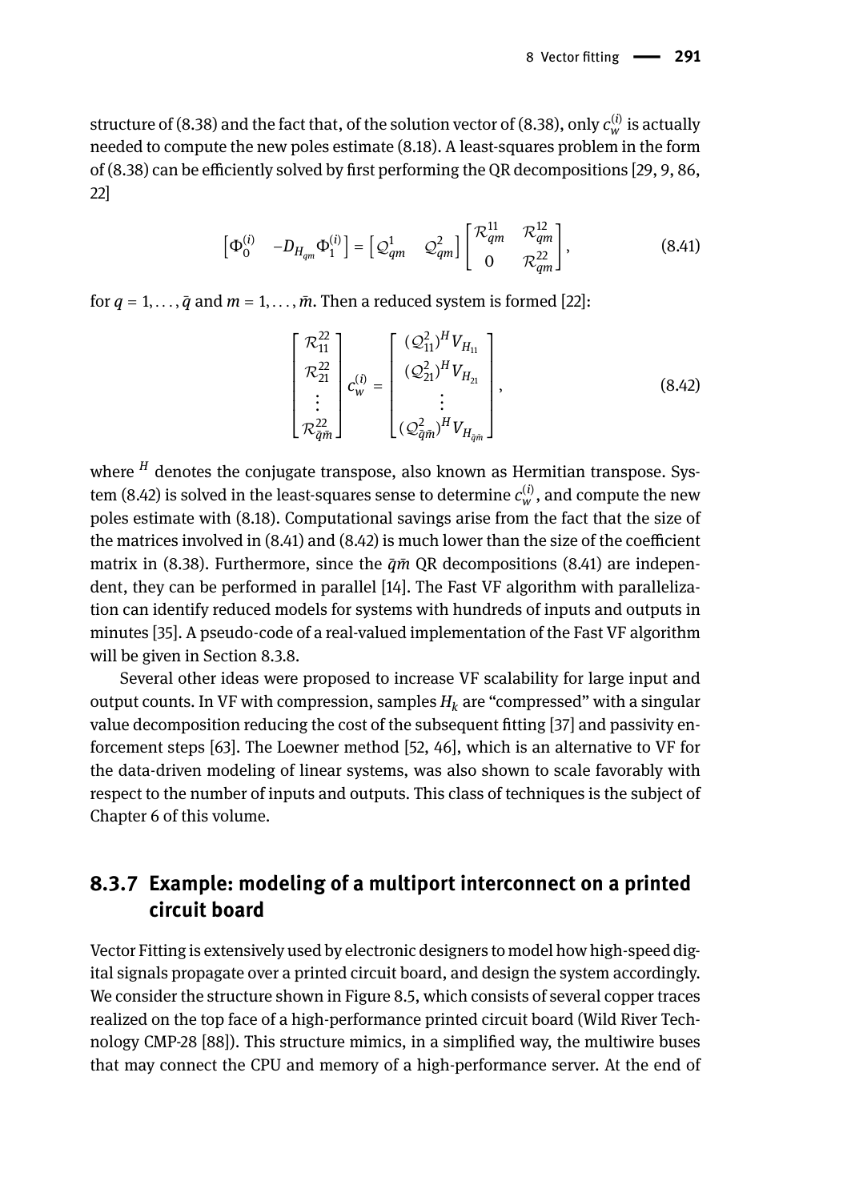structure of (8.38) and the fact that, of the solution vector of (8.38), only $c_w^{(i)}$ is actually needed to compute the new poles estimate (8.18). A least-squares problem in the form of (8.38) can be efficiently solved by first performing the QR decompositions [29, 9, 86, 22]

$$\begin{bmatrix} \Phi_0^{(i)} & -D_{H_{qm}}\Phi_1^{(i)} \end{bmatrix} = \begin{bmatrix} \mathcal{Q}_{qm}^1 & \mathcal{Q}_{qm}^2 \end{bmatrix} \begin{bmatrix} \mathcal{R}_{qm}^{11} & \mathcal{R}_{qm}^{12} \\ 0 & \mathcal{R}_{qm}^{22} \end{bmatrix}, \tag{8.41}$$

for $q = 1, \ldots, \bar{q}$ and $m = 1, \ldots, \bar{m}$. Then a reduced system is formed [22]:

$$\begin{bmatrix} \mathcal{R}_{11}^{22} \\ \mathcal{R}_{21}^{22} \\ \vdots \\ \mathcal{R}_{\bar{q}\bar{m}}^{22} \end{bmatrix} c_w^{(i)} = \begin{bmatrix} (\mathcal{Q}_{11}^2)^H V_{H_{11}} \\ (\mathcal{Q}_{21}^2)^H V_{H_{21}} \\ \vdots \\ (\mathcal{Q}_{\bar{q}\bar{m}}^2)^H V_{H_{\bar{q}\bar{m}}} \end{bmatrix}, \tag{8.42}$$

where $^H$ denotes the conjugate transpose, also known as Hermitian transpose. System (8.42) is solved in the least-squares sense to determine $c_w^{(i)}$, and compute the new poles estimate with (8.18). Computational savings arise from the fact that the size of the matrices involved in (8.41) and (8.42) is much lower than the size of the coefficient matrix in (8.38). Furthermore, since the $\bar{q}\bar{m}$ QR decompositions (8.41) are independent, they can be performed in parallel [14]. The Fast VF algorithm with parallelization can identify reduced models for systems with hundreds of inputs and outputs in minutes [35]. A pseudo-code of a real-valued implementation of the Fast VF algorithm will be given in Section 8.3.8.

Several other ideas were proposed to increase VF scalability for large input and output counts. In VF with compression, samples $H_k$ are "compressed" with a singular value decomposition reducing the cost of the subsequent fitting [37] and passivity enforcement steps [63]. The Loewner method [52, 46], which is an alternative to VF for the data-driven modeling of linear systems, was also shown to scale favorably with respect to the number of inputs and outputs. This class of techniques is the subject of Chapter 6 of this volume.

### 8.3.7 Example: modeling of a multiport interconnect on a printed circuit board

Vector Fitting is extensively used by electronic designers to model how high-speed digital signals propagate over a printed circuit board, and design the system accordingly. We consider the structure shown in Figure 8.5, which consists of several copper traces realized on the top face of a high-performance printed circuit board (Wild River Technology CMP-28 [88]). This structure mimics, in a simplified way, the multiwire buses that may connect the CPU and memory of a high-performance server. At the end of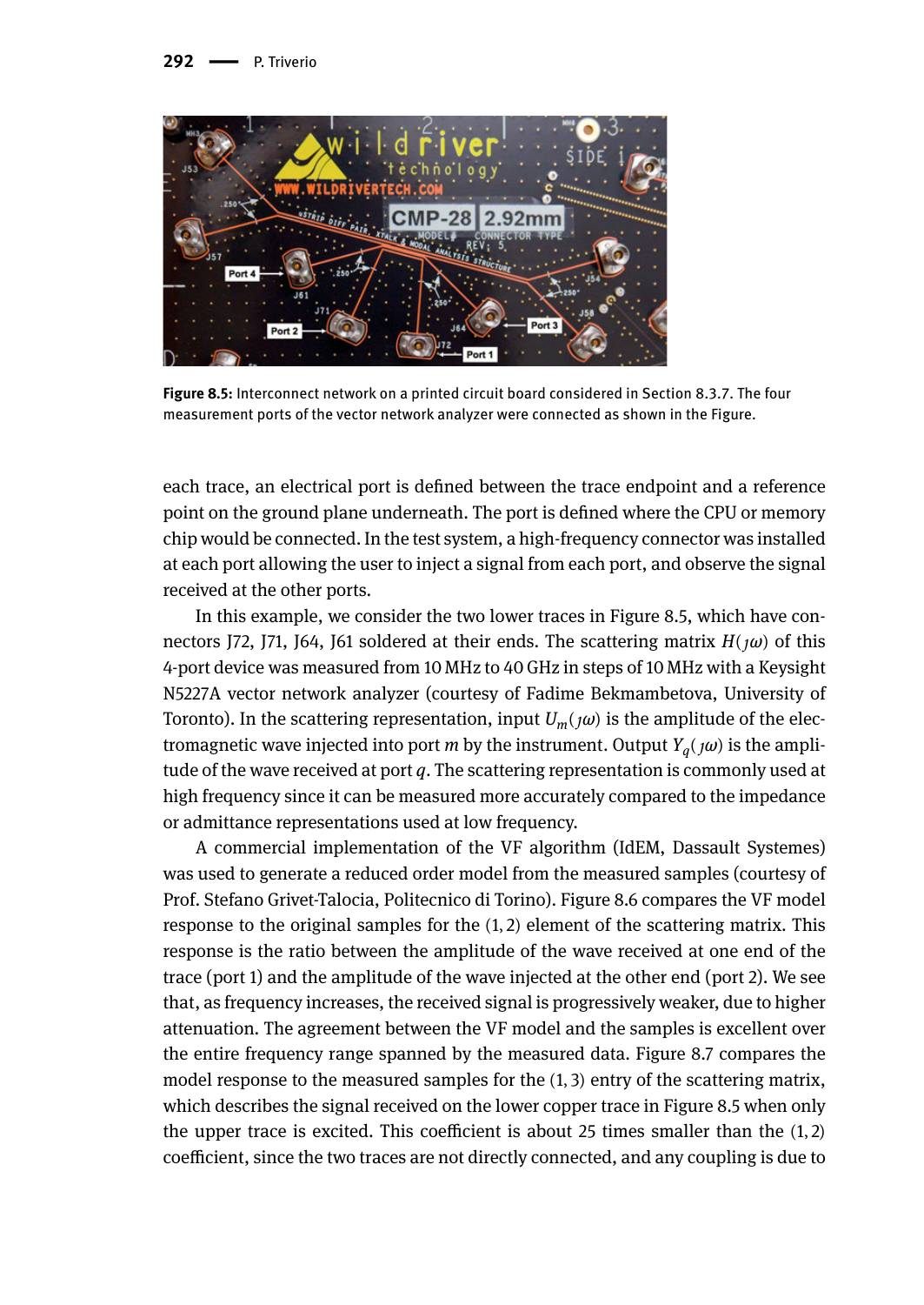**Figure 8.5:** Interconnect network on a printed circuit board considered in Section 8.3.7. The four measurement ports of the vector network analyzer were connected as shown in the Figure.

each trace, an electrical port is defined between the trace endpoint and a reference point on the ground plane underneath. The port is defined where the CPU or memory chip would be connected. In the test system, a high-frequency connector was installed at each port allowing the user to inject a signal from each port, and observe the signal received at the other ports.

In this example, we consider the two lower traces in Figure 8.5, which have connectors J72, J71, J64, J61 soldered at their ends. The scattering matrix $H(\jmath\omega)$ of this 4-port device was measured from 10 MHz to 40 GHz in steps of 10 MHz with a Keysight N5227A vector network analyzer (courtesy of Fadime Bekmambetova, University of Toronto). In the scattering representation, input $U_m(\jmath\omega)$ is the amplitude of the electromagnetic wave injected into port $m$ by the instrument. Output $Y_q(\jmath\omega)$ is the amplitude of the wave received at port $q$. The scattering representation is commonly used at high frequency since it can be measured more accurately compared to the impedance or admittance representations used at low frequency.

A commercial implementation of the VF algorithm (IdEM, Dassault Systemes) was used to generate a reduced order model from the measured samples (courtesy of Prof. Stefano Grivet-Talocia, Politecnico di Torino). Figure 8.6 compares the VF model response to the original samples for the $(1,2)$ element of the scattering matrix. This response is the ratio between the amplitude of the wave received at one end of the trace (port 1) and the amplitude of the wave injected at the other end (port 2). We see that, as frequency increases, the received signal is progressively weaker, due to higher attenuation. The agreement between the VF model and the samples is excellent over the entire frequency range spanned by the measured data. Figure 8.7 compares the model response to the measured samples for the $(1,3)$ entry of the scattering matrix, which describes the signal received on the lower copper trace in Figure 8.5 when only the upper trace is excited. This coefficient is about 25 times smaller than the $(1,2)$ coefficient, since the two traces are not directly connected, and any coupling is due to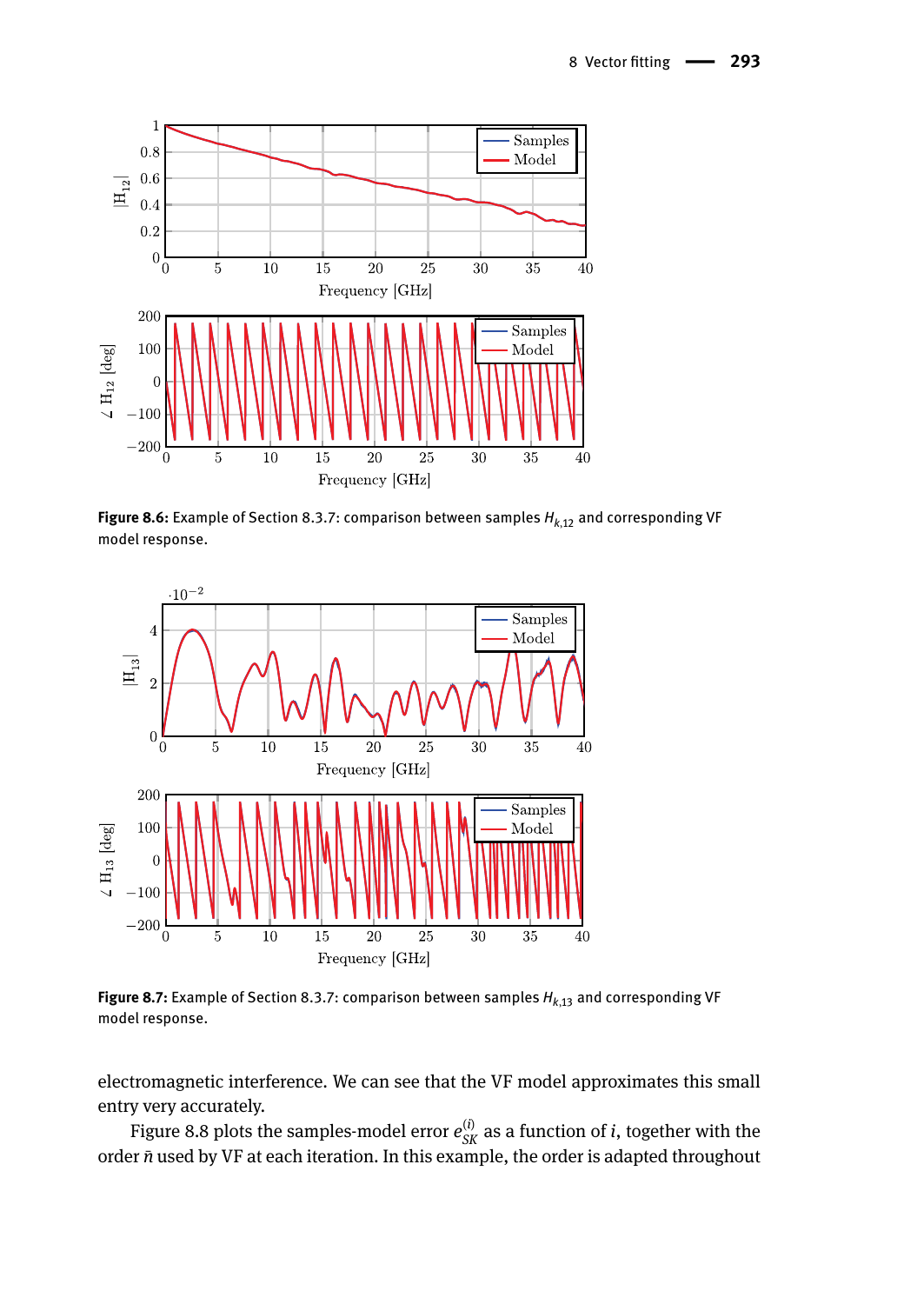Figure 8.6: Example of Section 8.3.7: comparison between samples $H_{k,12}$ and corresponding VF model response.

Figure 8.7: Example of Section 8.3.7: comparison between samples $H_{k,13}$ and corresponding VF model response.

electromagnetic interference. We can see that the VF model approximates this small entry very accurately.

Figure 8.8 plots the samples-model error $e_{SK}^{(i)}$ as a function of $i$, together with the order $\bar{n}$ used by VF at each iteration. In this example, the order is adapted throughout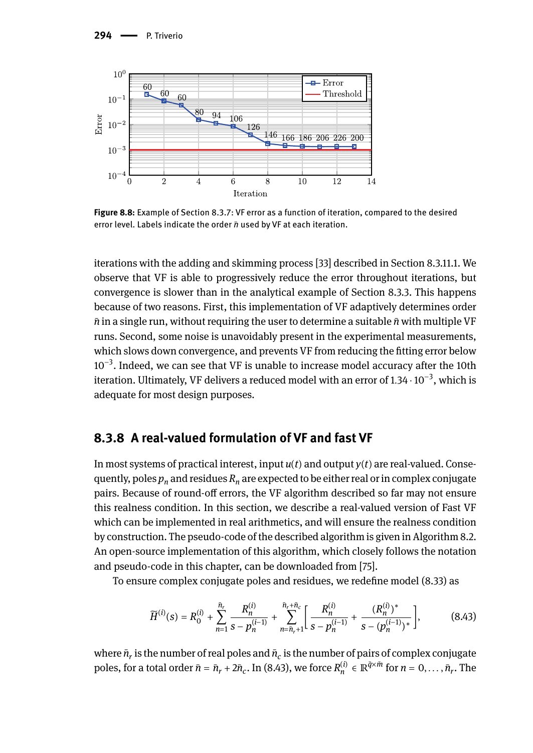Figure 8.8: Example of Section 8.3.7: VF error as a function of iteration, compared to the desired error level. Labels indicate the order $\bar{n}$ used by VF at each iteration.

iterations with the adding and skimming process [33] described in Section 8.3.11.1. We observe that VF is able to progressively reduce the error throughout iterations, but convergence is slower than in the analytical example of Section 8.3.3. This happens because of two reasons. First, this implementation of VF adaptively determines order $\bar{n}$ in a single run, without requiring the user to determine a suitable $\bar{n}$ with multiple VF runs. Second, some noise is unavoidably present in the experimental measurements, which slows down convergence, and prevents VF from reducing the fitting error below $10^{-3}$. Indeed, we can see that VF is unable to increase model accuracy after the 10th iteration. Ultimately, VF delivers a reduced model with an error of $1.34 \cdot 10^{-3}$, which is adequate for most design purposes.

## 8.3.8 A real-valued formulation of VF and fast VF

In most systems of practical interest, input $u(t)$ and output $y(t)$ are real-valued. Consequently, poles $p_n$ and residues $R_n$ are expected to be either real or in complex conjugate pairs. Because of round-off errors, the VF algorithm described so far may not ensure this realness condition. In this section, we describe a real-valued version of Fast VF which can be implemented in real arithmetics, and will ensure the realness condition by construction. The pseudo-code of the described algorithm is given in Algorithm 8.2. An open-source implementation of this algorithm, which closely follows the notation and pseudo-code in this chapter, can be downloaded from [75].

To ensure complex conjugate poles and residues, we redefine model (8.33) as

$$\widetilde{H}^{(i)}(s) = R_0^{(i)} + \sum_{n=1}^{\bar{n}_r} \frac{R_n^{(i)}}{s - p_n^{(i-1)}} + \sum_{n=\bar{n}_r+1}^{\bar{n}_r+\bar{n}_c} \left[ \frac{R_n^{(i)}}{s - p_n^{(i-1)}} + \frac{(R_n^{(i)})^*}{s - (p_n^{(i-1)})^*} \right], \tag{8.43}$$

where $\bar{n}_r$ is the number of real poles and $\bar{n}_c$ is the number of pairs of complex conjugate poles, for a total order $\bar{n} = \bar{n}_r + 2\bar{n}_c$. In (8.43), we force $R_n^{(i)} \in \mathbb{R}^{\bar{q}\times\bar{m}}$ for $n = 0, \ldots, \bar{n}_r$. The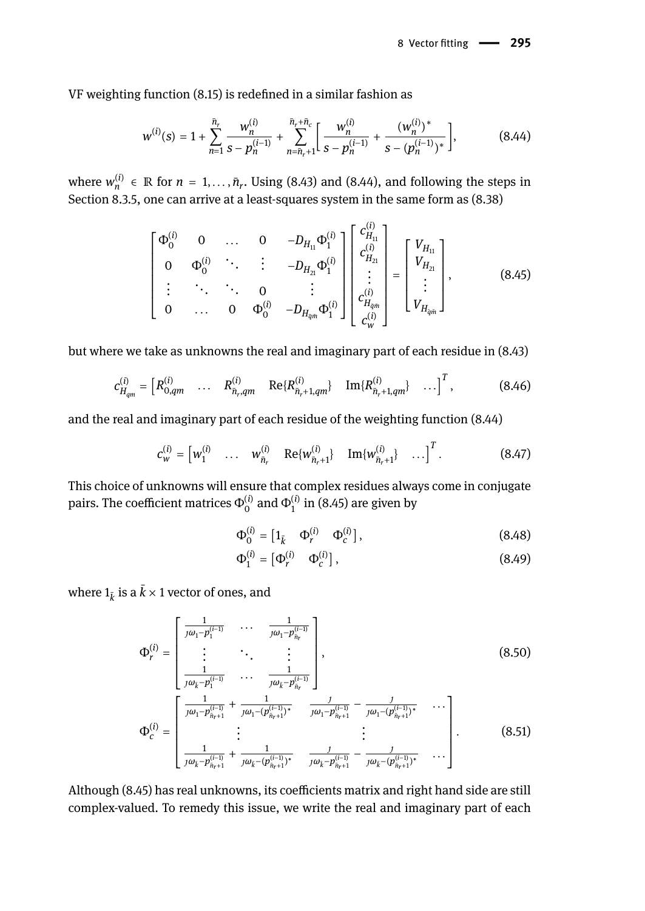VF weighting function (8.15) is redefined in a similar fashion as

$$w^{(i)}(s) = 1 + \sum_{n=1}^{\bar{n}_r} \frac{w_n^{(i)}}{s - p_n^{(i-1)}} + \sum_{n=\bar{n}_r+1}^{\bar{n}_r+\bar{n}_c} \left[ \frac{w_n^{(i)}}{s - p_n^{(i-1)}} + \frac{(w_n^{(i)})^*}{s - (p_n^{(i-1)})^*} \right], \tag{8.44}$$

where $w_n^{(i)} \in \mathbb{R}$ for $n = 1, \dots, \bar{n}_r$. Using (8.43) and (8.44), and following the steps in Section 8.3.5, one can arrive at a least-squares system in the same form as (8.38)

$$\begin{bmatrix} \Phi_0^{(i)} & 0 & \dots & 0 & -D_{H_{11}} \Phi_1^{(i)} \\ 0 & \Phi_0^{(i)} & \ddots & \vdots & -D_{H_{21}} \Phi_1^{(i)} \\ \vdots & \ddots & \ddots & 0 & \vdots \\ 0 & \dots & 0 & \Phi_0^{(i)} & -D_{H_{\bar{q}\bar{m}}} \Phi_1^{(i)} \end{bmatrix} \begin{bmatrix} c_{H_{11}}^{(i)} \\ c_{H_{21}}^{(i)} \\ \vdots \\ c_{H_{\bar{q}\bar{m}}}^{(i)} \\ c_w^{(i)} \end{bmatrix} = \begin{bmatrix} V_{H_{11}} \\ V_{H_{21}} \\ \vdots \\ V_{H_{\bar{q}\bar{m}}} \end{bmatrix}, \tag{8.45}$$

but where we take as unknowns the real and imaginary part of each residue in (8.43)

$$c_{H_{qm}}^{(i)} = \begin{bmatrix} R_{0,qm}^{(i)} & \dots & R_{\bar{n}_r,qm}^{(i)} & \mathrm{Re}\{R_{\bar{n}_r+1,qm}^{(i)}\} & \mathrm{Im}\{R_{\bar{n}_r+1,qm}^{(i)}\} & \dots \end{bmatrix}^T, \tag{8.46}$$

and the real and imaginary part of each residue of the weighting function (8.44)

$$c_w^{(i)} = \begin{bmatrix} w_1^{(i)} & \dots & w_{\bar{n}_r}^{(i)} & \mathrm{Re}\{w_{\bar{n}_r+1}^{(i)}\} & \mathrm{Im}\{w_{\bar{n}_r+1}^{(i)}\} & \dots \end{bmatrix}^T. \tag{8.47}$$

This choice of unknowns will ensure that complex residues always come in conjugate pairs. The coefficient matrices $\Phi_0^{(i)}$ and $\Phi_1^{(i)}$ in (8.45) are given by

$$\Phi_0^{(i)} = \begin{bmatrix} 1_{\bar{k}} & \Phi_r^{(i)} & \Phi_c^{(i)} \end{bmatrix}, \tag{8.48}$$

$$\Phi_1^{(i)} = \begin{bmatrix} \Phi_r^{(i)} & \Phi_c^{(i)} \end{bmatrix}, \tag{8.49}$$

where $1_{\bar{k}}$ is a $\bar{k} \times 1$ vector of ones, and

$$\Phi_r^{(i)} = \begin{bmatrix} \frac{1}{j\omega_1 - p_1^{(i-1)}} & \cdots & \frac{1}{j\omega_1 - p_{\bar{n}_r}^{(i-1)}} \\ \vdots & \ddots & \vdots \\ \frac{1}{j\omega_{\bar{k}} - p_1^{(i-1)}} & \cdots & \frac{1}{j\omega_{\bar{k}} - p_{\bar{n}_r}^{(i-1)}} \end{bmatrix}, \tag{8.50}$$

$$\Phi_c^{(i)} = \begin{bmatrix} \frac{1}{j\omega_1 - p_{\bar{n}_r+1}^{(i-1)}} + \frac{1}{j\omega_1 - (p_{\bar{n}_r+1}^{(i-1)})^*} & \frac{j}{j\omega_1 - p_{\bar{n}_r+1}^{(i-1)}} - \frac{j}{j\omega_1 - (p_{\bar{n}_r+1}^{(i-1)})^*} & \cdots \\ \vdots & \vdots & \\ \frac{1}{j\omega_{\bar{k}} - p_{\bar{n}_r+1}^{(i-1)}} + \frac{1}{j\omega_{\bar{k}} - (p_{\bar{n}_r+1}^{(i-1)})^*} & \frac{j}{j\omega_{\bar{k}} - p_{\bar{n}_r+1}^{(i-1)}} - \frac{j}{j\omega_{\bar{k}} - (p_{\bar{n}_r+1}^{(i-1)})^*} & \cdots \end{bmatrix}. \tag{8.51}$$

Although (8.45) has real unknowns, its coefficients matrix and right hand side are still complex-valued. To remedy this issue, we write the real and imaginary part of each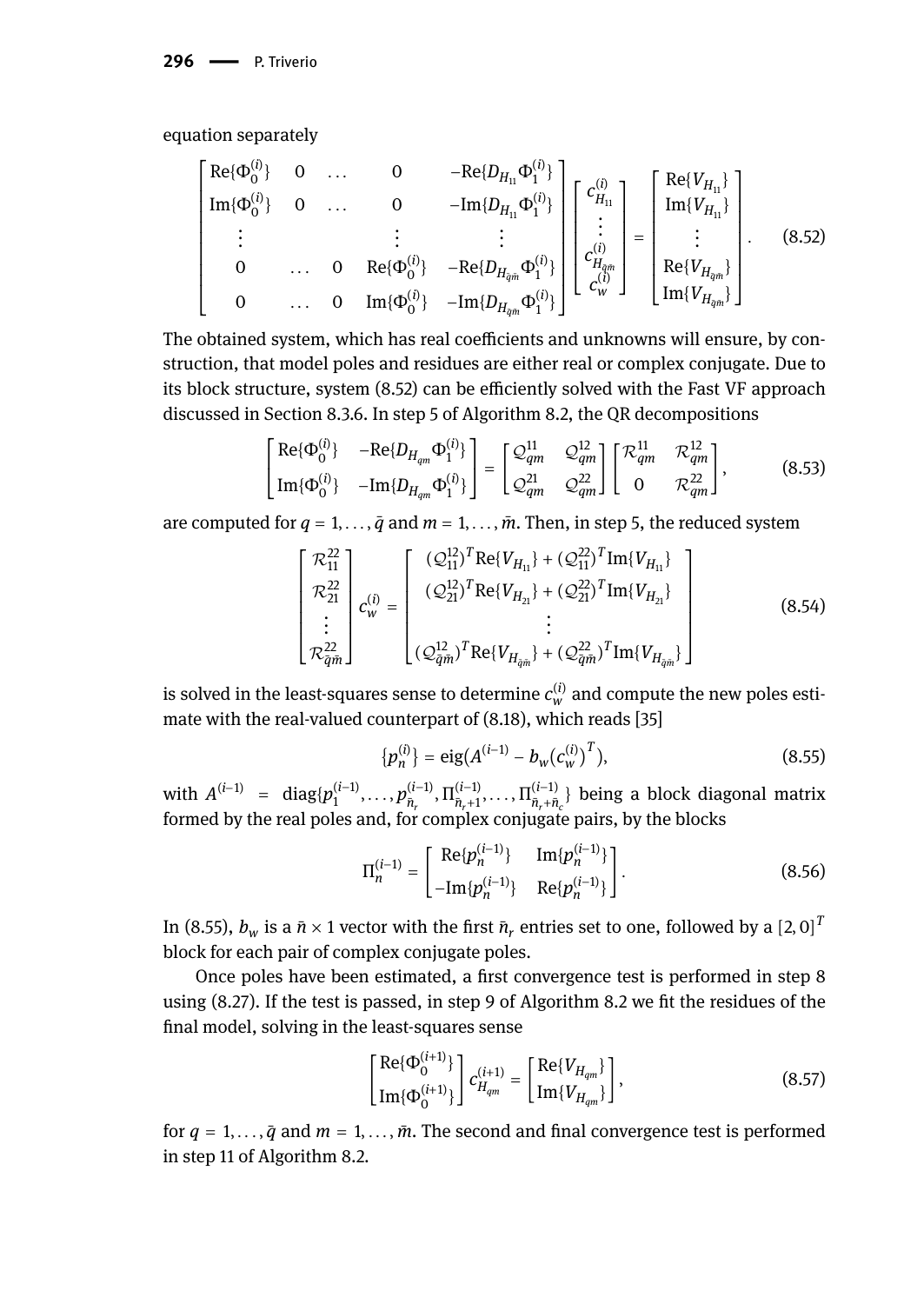equation separately

$$\begin{bmatrix} \mathrm{Re}\{\Phi_0^{(i)}\} & 0 & \dots & 0 & -\mathrm{Re}\{D_{H_{11}}\Phi_1^{(i)}\} \\ \mathrm{Im}\{\Phi_0^{(i)}\} & 0 & \dots & 0 & -\mathrm{Im}\{D_{H_{11}}\Phi_1^{(i)}\} \\ \vdots & & & \vdots & \vdots \\ 0 & \dots & 0 & \mathrm{Re}\{\Phi_0^{(i)}\} & -\mathrm{Re}\{D_{H_{\bar{q}\bar{m}}}\Phi_1^{(i)}\} \\ 0 & \dots & 0 & \mathrm{Im}\{\Phi_0^{(i)}\} & -\mathrm{Im}\{D_{H_{\bar{q}\bar{m}}}\Phi_1^{(i)}\} \end{bmatrix} \begin{bmatrix} c_{H_{11}}^{(i)} \\ \vdots \\ c_{H_{\bar{q}\bar{m}}}^{(i)} \\ c_w^{(i)} \end{bmatrix} = \begin{bmatrix} \mathrm{Re}\{V_{H_{11}}\} \\ \mathrm{Im}\{V_{H_{11}}\} \\ \vdots \\ \mathrm{Re}\{V_{H_{\bar{q}\bar{m}}}\} \\ \mathrm{Im}\{V_{H_{\bar{q}\bar{m}}}\} \end{bmatrix}. \tag{8.52}$$

The obtained system, which has real coefficients and unknowns will ensure, by construction, that model poles and residues are either real or complex conjugate. Due to its block structure, system (8.52) can be efficiently solved with the Fast VF approach discussed in Section 8.3.6. In step 5 of Algorithm 8.2, the QR decompositions

$$\begin{bmatrix} \mathrm{Re}\{\Phi_0^{(i)}\} & -\mathrm{Re}\{D_{H_{qm}}\Phi_1^{(i)}\} \\ \mathrm{Im}\{\Phi_0^{(i)}\} & -\mathrm{Im}\{D_{H_{qm}}\Phi_1^{(i)}\} \end{bmatrix} = \begin{bmatrix} \mathcal{Q}_{qm}^{11} & \mathcal{Q}_{qm}^{12} \\ \mathcal{Q}_{qm}^{21} & \mathcal{Q}_{qm}^{22} \end{bmatrix} \begin{bmatrix} \mathcal{R}_{qm}^{11} & \mathcal{R}_{qm}^{12} \\ 0 & \mathcal{R}_{qm}^{22} \end{bmatrix}, \tag{8.53}$$

are computed for $q = 1, \dots, \bar{q}$ and $m = 1, \dots, \bar{m}$. Then, in step 5, the reduced system

$$\begin{bmatrix} \mathcal{R}_{11}^{22} \\ \mathcal{R}_{21}^{22} \\ \vdots \\ \mathcal{R}_{\bar{q}\bar{m}}^{22} \end{bmatrix} c_w^{(i)} = \begin{bmatrix} (\mathcal{Q}_{11}^{12})^T \mathrm{Re}\{V_{H_{11}}\} + (\mathcal{Q}_{11}^{22})^T \mathrm{Im}\{V_{H_{11}}\} \\ (\mathcal{Q}_{21}^{12})^T \mathrm{Re}\{V_{H_{21}}\} + (\mathcal{Q}_{21}^{22})^T \mathrm{Im}\{V_{H_{21}}\} \\ \vdots \\ (\mathcal{Q}_{\bar{q}\bar{m}}^{12})^T \mathrm{Re}\{V_{H_{\bar{q}\bar{m}}}\} + (\mathcal{Q}_{\bar{q}\bar{m}}^{22})^T \mathrm{Im}\{V_{H_{\bar{q}\bar{m}}}\} \end{bmatrix} \tag{8.54}$$

is solved in the least-squares sense to determine $c_w^{(i)}$ and compute the new poles estimate with the real-valued counterpart of (8.18), which reads [35]

$$\{p_n^{(i)}\} = \mathrm{eig}(A^{(i-1)} - b_w (c_w^{(i)})^T), \tag{8.55}$$

with $A^{(i-1)} = \mathrm{diag}\{p_1^{(i-1)}, \dots, p_{\bar{n}_r}^{(i-1)}, \Pi_{\bar{n}_r+1}^{(i-1)}, \dots, \Pi_{\bar{n}_r+\bar{n}_c}^{(i-1)}\}$ being a block diagonal matrix formed by the real poles and, for complex conjugate pairs, by the blocks

$$\Pi_n^{(i-1)} = \begin{bmatrix} \mathrm{Re}\{p_n^{(i-1)}\} & \mathrm{Im}\{p_n^{(i-1)}\} \\ -\mathrm{Im}\{p_n^{(i-1)}\} & \mathrm{Re}\{p_n^{(i-1)}\} \end{bmatrix}. \tag{8.56}$$

In (8.55), $b_w$ is a $\bar{n} \times 1$ vector with the first $\bar{n}_r$ entries set to one, followed by a $[2, 0]^T$ block for each pair of complex conjugate poles.

Once poles have been estimated, a first convergence test is performed in step 8 using (8.27). If the test is passed, in step 9 of Algorithm 8.2 we fit the residues of the final model, solving in the least-squares sense

$$\begin{bmatrix} \mathrm{Re}\{\Phi_0^{(i+1)}\} \\ \mathrm{Im}\{\Phi_0^{(i+1)}\} \end{bmatrix} c_{H_{qm}}^{(i+1)} = \begin{bmatrix} \mathrm{Re}\{V_{H_{qm}}\} \\ \mathrm{Im}\{V_{H_{qm}}\} \end{bmatrix}, \tag{8.57}$$

for $q = 1, \dots, \bar{q}$ and $m = 1, \dots, \bar{m}$. The second and final convergence test is performed in step 11 of Algorithm 8.2.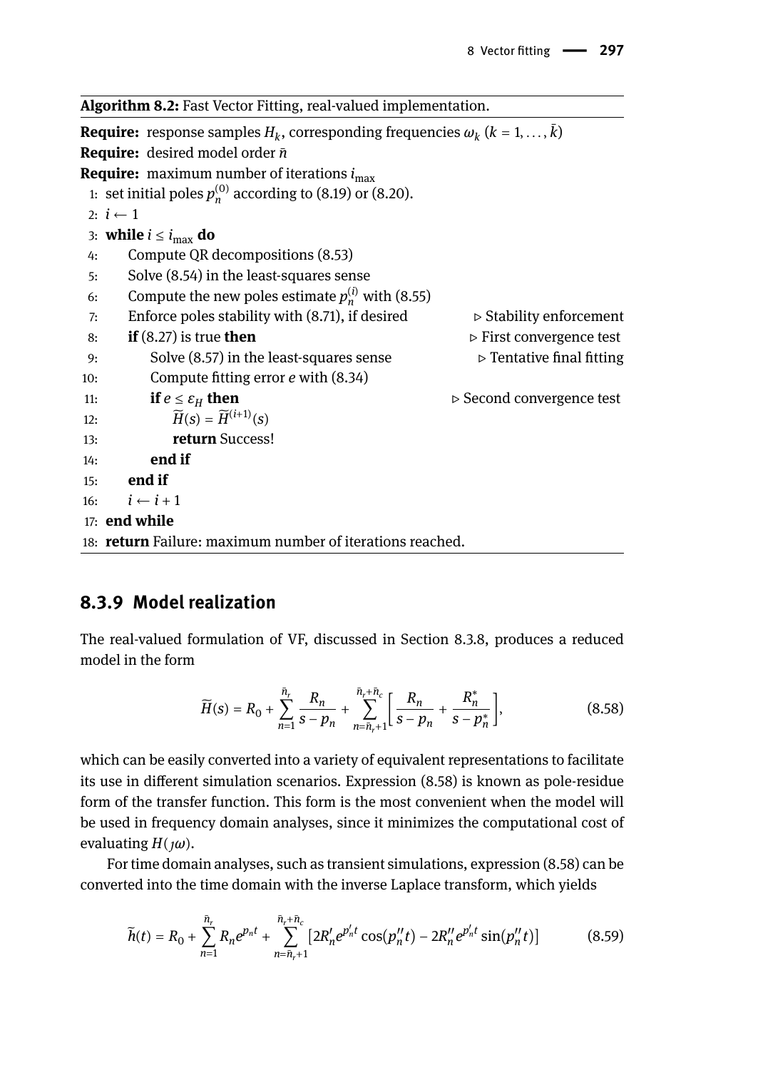**Algorithm 8.2:** Fast Vector Fitting, real-valued implementation.

**Require:** response samples $H_k$, corresponding frequencies $\omega_k$ ($k = 1, \ldots, \bar{k}$)
**Require:** desired model order $\bar{n}$
**Require:** maximum number of iterations $i_{\max}$

```
 1: set initial poles p_n^(0) according to (8.19) or (8.20).
 2: i ← 1
 3: while i ≤ i_max do
 4:     Compute QR decompositions (8.53)
 5:     Solve (8.54) in the least-squares sense
 6:     Compute the new poles estimate p_n^(i) with (8.55)
 7:     Enforce poles stability with (8.71), if desired     ▷ Stability enforcement
 8:     if (8.27) is true then                              ▷ First convergence test
 9:         Solve (8.57) in the least-squares sense          ▷ Tentative final fitting
10:         Compute fitting error e with (8.34)
11:         if e ≤ ε_H then                                  ▷ Second convergence test
12:             H̃(s) = H̃^(i+1)(s)
13:             return Success!
14:         end if
15:     end if
16:     i ← i + 1
17: end while
18: return Failure: maximum number of iterations reached.
```

### 8.3.9 Model realization

The real-valued formulation of VF, discussed in Section 8.3.8, produces a reduced model in the form

$$\widetilde{H}(s) = R_0 + \sum_{n=1}^{\bar{n}_r} \frac{R_n}{s - p_n} + \sum_{n=\bar{n}_r+1}^{\bar{n}_r+\bar{n}_c} \left[ \frac{R_n}{s - p_n} + \frac{R_n^*}{s - p_n^*} \right], \tag{8.58}$$

which can be easily converted into a variety of equivalent representations to facilitate its use in different simulation scenarios. Expression (8.58) is known as pole-residue form of the transfer function. This form is the most convenient when the model will be used in frequency domain analyses, since it minimizes the computational cost of evaluating $H(\jmath\omega)$.

For time domain analyses, such as transient simulations, expression (8.58) can be converted into the time domain with the inverse Laplace transform, which yields

$$\widetilde{h}(t) = R_0 + \sum_{n=1}^{\bar{n}_r} R_n e^{p_n t} + \sum_{n=\bar{n}_r+1}^{\bar{n}_r+\bar{n}_c} \left[ 2R_n' e^{p_n' t} \cos(p_n'' t) - 2R_n'' e^{p_n' t} \sin(p_n'' t) \right] \tag{8.59}$$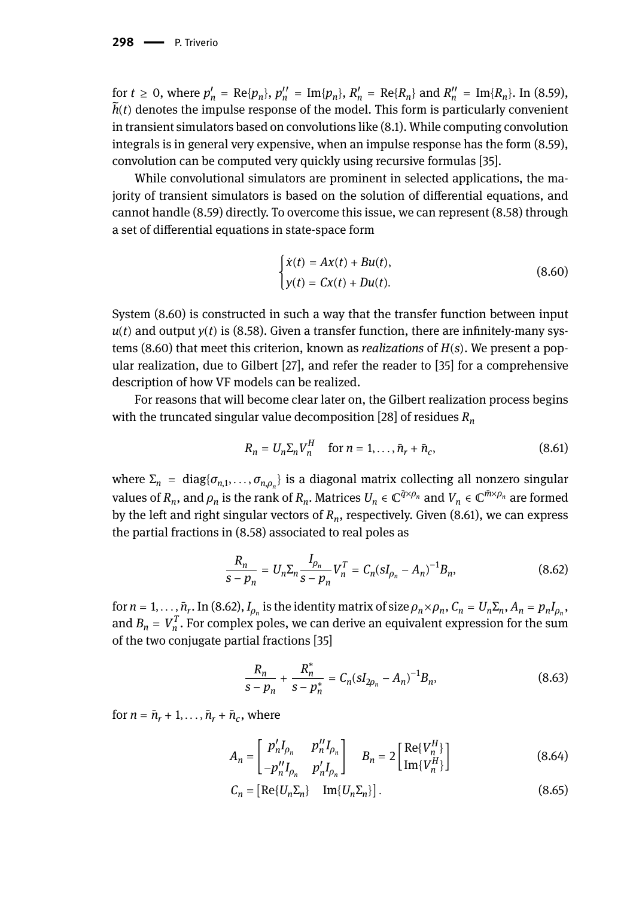for $t \geq 0$, where $p_n' = \mathrm{Re}\{p_n\}$, $p_n'' = \mathrm{Im}\{p_n\}$, $R_n' = \mathrm{Re}\{R_n\}$ and $R_n'' = \mathrm{Im}\{R_n\}$. In (8.59), $\widetilde{h}(t)$ denotes the impulse response of the model. This form is particularly convenient in transient simulators based on convolutions like (8.1). While computing convolution integrals is in general very expensive, when an impulse response has the form (8.59), convolution can be computed very quickly using recursive formulas [35].

While convolutional simulators are prominent in selected applications, the majority of transient simulators is based on the solution of differential equations, and cannot handle (8.59) directly. To overcome this issue, we can represent (8.58) through a set of differential equations in state-space form

$$
\begin{cases} \dot{x}(t) = Ax(t) + Bu(t), \\ y(t) = Cx(t) + Du(t). \end{cases} \tag{8.60}
$$

System (8.60) is constructed in such a way that the transfer function between input $u(t)$ and output $y(t)$ is (8.58). Given a transfer function, there are infinitely-many systems (8.60) that meet this criterion, known as *realizations* of $H(s)$. We present a popular realization, due to Gilbert [27], and refer the reader to [35] for a comprehensive description of how VF models can be realized.

For reasons that will become clear later on, the Gilbert realization process begins with the truncated singular value decomposition [28] of residues $R_n$

$$
R_n = U_n \Sigma_n V_n^H \quad \text{for } n = 1, \ldots, \bar{n}_r + \bar{n}_c, \tag{8.61}
$$

where $\Sigma_n = \mathrm{diag}\{\sigma_{n,1}, \ldots, \sigma_{n,\rho_n}\}$ is a diagonal matrix collecting all nonzero singular values of $R_n$, and $\rho_n$ is the rank of $R_n$. Matrices $U_n \in \mathbb{C}^{\bar{q} \times \rho_n}$ and $V_n \in \mathbb{C}^{\bar{m} \times \rho_n}$ are formed by the left and right singular vectors of $R_n$, respectively. Given (8.61), we can express the partial fractions in (8.58) associated to real poles as

$$
\frac{R_n}{s - p_n} = U_n \Sigma_n \frac{I_{\rho_n}}{s - p_n} V_n^T = C_n (sI_{\rho_n} - A_n)^{-1} B_n, \tag{8.62}
$$

for $n = 1, \ldots, \bar{n}_r$. In (8.62), $I_{\rho_n}$ is the identity matrix of size $\rho_n \times \rho_n$, $C_n = U_n \Sigma_n$, $A_n = p_n I_{\rho_n}$, and $B_n = V_n^T$. For complex poles, we can derive an equivalent expression for the sum of the two conjugate partial fractions [35]

$$
\frac{R_n}{s - p_n} + \frac{R_n^*}{s - p_n^*} = C_n (sI_{2\rho_n} - A_n)^{-1} B_n, \tag{8.63}
$$

for $n = \bar{n}_r + 1, \ldots, \bar{n}_r + \bar{n}_c$, where

$$
A_n = \begin{bmatrix} p_n' I_{\rho_n} & p_n'' I_{\rho_n} \\ -p_n'' I_{\rho_n} & p_n' I_{\rho_n} \end{bmatrix} \quad B_n = 2 \begin{bmatrix} \mathrm{Re}\{V_n^H\} \\ \mathrm{Im}\{V_n^H\} \end{bmatrix} \tag{8.64}
$$

$$
C_n = \begin{bmatrix} \mathrm{Re}\{U_n \Sigma_n\} & \mathrm{Im}\{U_n \Sigma_n\} \end{bmatrix}. \tag{8.65}
$$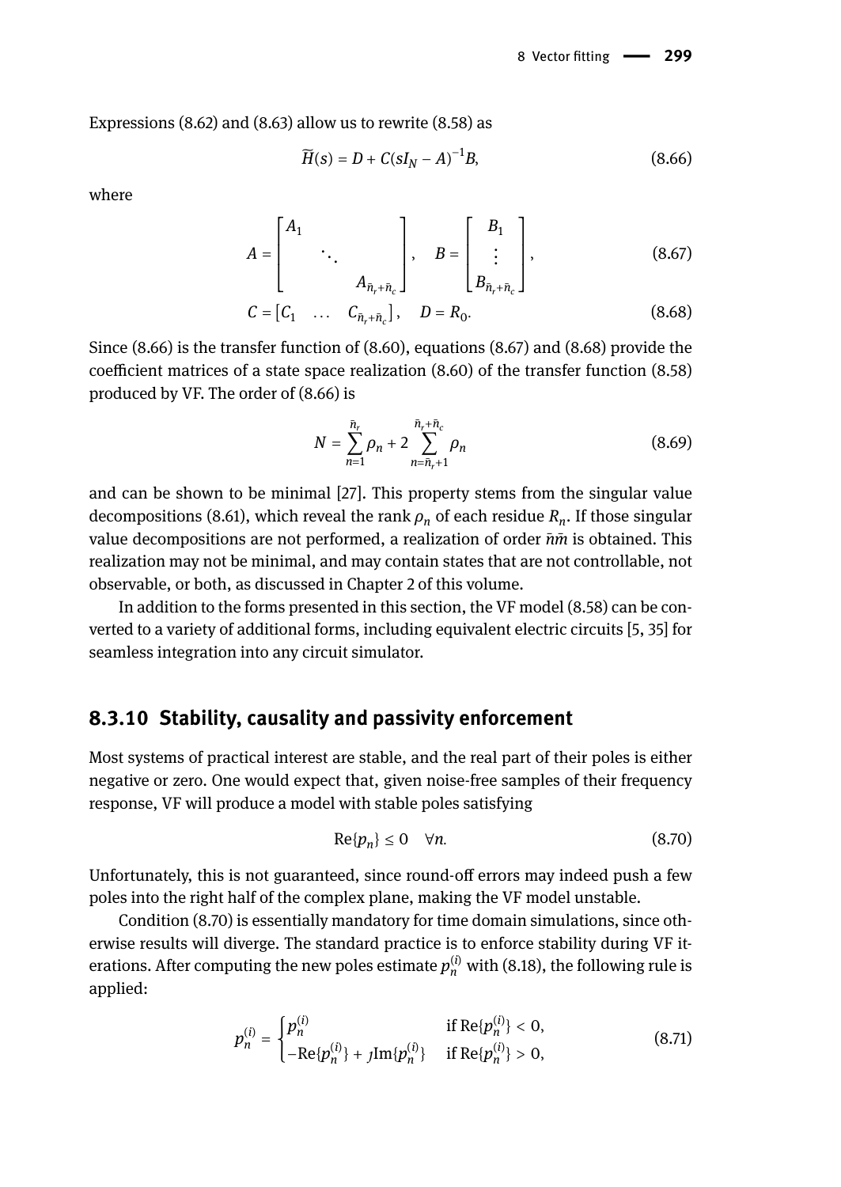Expressions (8.62) and (8.63) allow us to rewrite (8.58) as

$$\widetilde{H}(s) = D + C(sI_N - A)^{-1}B, \tag{8.66}$$

where

$$A = \begin{bmatrix} A_1 & & \\ & \ddots & \\ & & A_{\bar{n}_r+\bar{n}_c} \end{bmatrix}, \quad B = \begin{bmatrix} B_1 \\ \vdots \\ B_{\bar{n}_r+\bar{n}_c} \end{bmatrix}, \tag{8.67}$$

$$C = \begin{bmatrix} C_1 & \dots & C_{\bar{n}_r+\bar{n}_c} \end{bmatrix}, \quad D = R_0. \tag{8.68}$$

Since (8.66) is the transfer function of (8.60), equations (8.67) and (8.68) provide the coefficient matrices of a state space realization (8.60) of the transfer function (8.58) produced by VF. The order of (8.66) is

$$N = \sum_{n=1}^{\bar{n}_r} \rho_n + 2 \sum_{n=\bar{n}_r+1}^{\bar{n}_r+\bar{n}_c} \rho_n \tag{8.69}$$

and can be shown to be minimal [27]. This property stems from the singular value decompositions (8.61), which reveal the rank $\rho_n$ of each residue $R_n$. If those singular value decompositions are not performed, a realization of order $\bar{n}\bar{m}$ is obtained. This realization may not be minimal, and may contain states that are not controllable, not observable, or both, as discussed in Chapter 2 of this volume.

In addition to the forms presented in this section, the VF model (8.58) can be converted to a variety of additional forms, including equivalent electric circuits [5, 35] for seamless integration into any circuit simulator.

### 8.3.10 Stability, causality and passivity enforcement

Most systems of practical interest are stable, and the real part of their poles is either negative or zero. One would expect that, given noise-free samples of their frequency response, VF will produce a model with stable poles satisfying

$$\text{Re}\{p_n\} \leq 0 \quad \forall n. \tag{8.70}$$

Unfortunately, this is not guaranteed, since round-off errors may indeed push a few poles into the right half of the complex plane, making the VF model unstable.

Condition (8.70) is essentially mandatory for time domain simulations, since otherwise results will diverge. The standard practice is to enforce stability during VF iterations. After computing the new poles estimate $p_n^{(i)}$ with (8.18), the following rule is applied:

$$p_n^{(i)} = \begin{cases} p_n^{(i)} & \text{if } \text{Re}\{p_n^{(i)}\} < 0, \\ -\text{Re}\{p_n^{(i)}\} + \jmath\text{Im}\{p_n^{(i)}\} & \text{if } \text{Re}\{p_n^{(i)}\} > 0, \end{cases} \tag{8.71}$$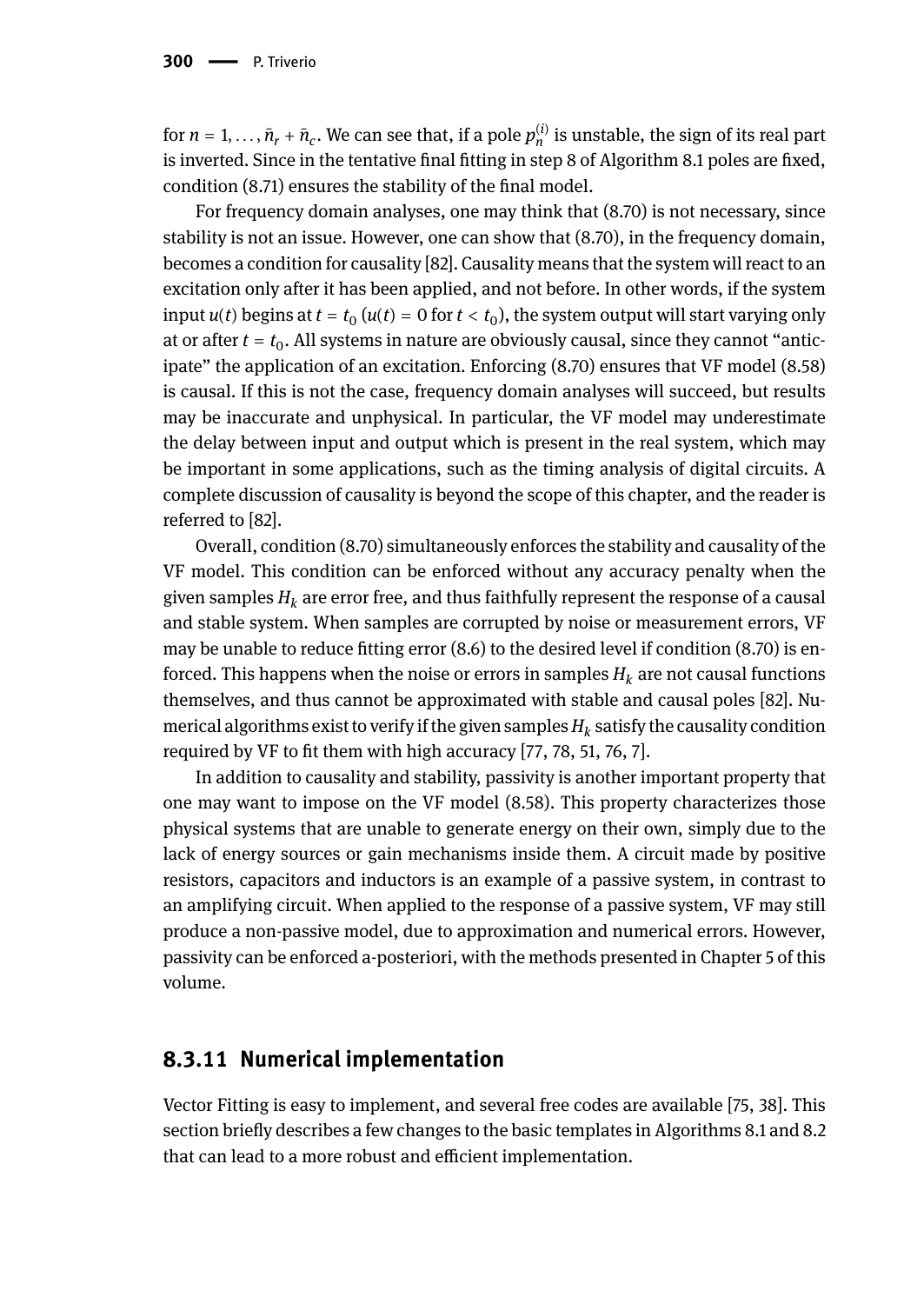for $n = 1, \ldots, \bar{n}_r + \bar{n}_c$. We can see that, if a pole $p_n^{(i)}$ is unstable, the sign of its real part is inverted. Since in the tentative final fitting in step 8 of Algorithm 8.1 poles are fixed, condition (8.71) ensures the stability of the final model.

For frequency domain analyses, one may think that (8.70) is not necessary, since stability is not an issue. However, one can show that (8.70), in the frequency domain, becomes a condition for causality [82]. Causality means that the system will react to an excitation only after it has been applied, and not before. In other words, if the system input $u(t)$ begins at $t = t_0$ ($u(t) = 0$ for $t < t_0$), the system output will start varying only at or after $t = t_0$. All systems in nature are obviously causal, since they cannot "anticipate" the application of an excitation. Enforcing (8.70) ensures that VF model (8.58) is causal. If this is not the case, frequency domain analyses will succeed, but results may be inaccurate and unphysical. In particular, the VF model may underestimate the delay between input and output which is present in the real system, which may be important in some applications, such as the timing analysis of digital circuits. A complete discussion of causality is beyond the scope of this chapter, and the reader is referred to [82].

Overall, condition (8.70) simultaneously enforces the stability and causality of the VF model. This condition can be enforced without any accuracy penalty when the given samples $H_k$ are error free, and thus faithfully represent the response of a causal and stable system. When samples are corrupted by noise or measurement errors, VF may be unable to reduce fitting error (8.6) to the desired level if condition (8.70) is enforced. This happens when the noise or errors in samples $H_k$ are not causal functions themselves, and thus cannot be approximated with stable and causal poles [82]. Numerical algorithms exist to verify if the given samples $H_k$ satisfy the causality condition required by VF to fit them with high accuracy [77, 78, 51, 76, 7].

In addition to causality and stability, passivity is another important property that one may want to impose on the VF model (8.58). This property characterizes those physical systems that are unable to generate energy on their own, simply due to the lack of energy sources or gain mechanisms inside them. A circuit made by positive resistors, capacitors and inductors is an example of a passive system, in contrast to an amplifying circuit. When applied to the response of a passive system, VF may still produce a non-passive model, due to approximation and numerical errors. However, passivity can be enforced a-posteriori, with the methods presented in Chapter 5 of this volume.

### 8.3.11 Numerical implementation

Vector Fitting is easy to implement, and several free codes are available [75, 38]. This section briefly describes a few changes to the basic templates in Algorithms 8.1 and 8.2 that can lead to a more robust and efficient implementation.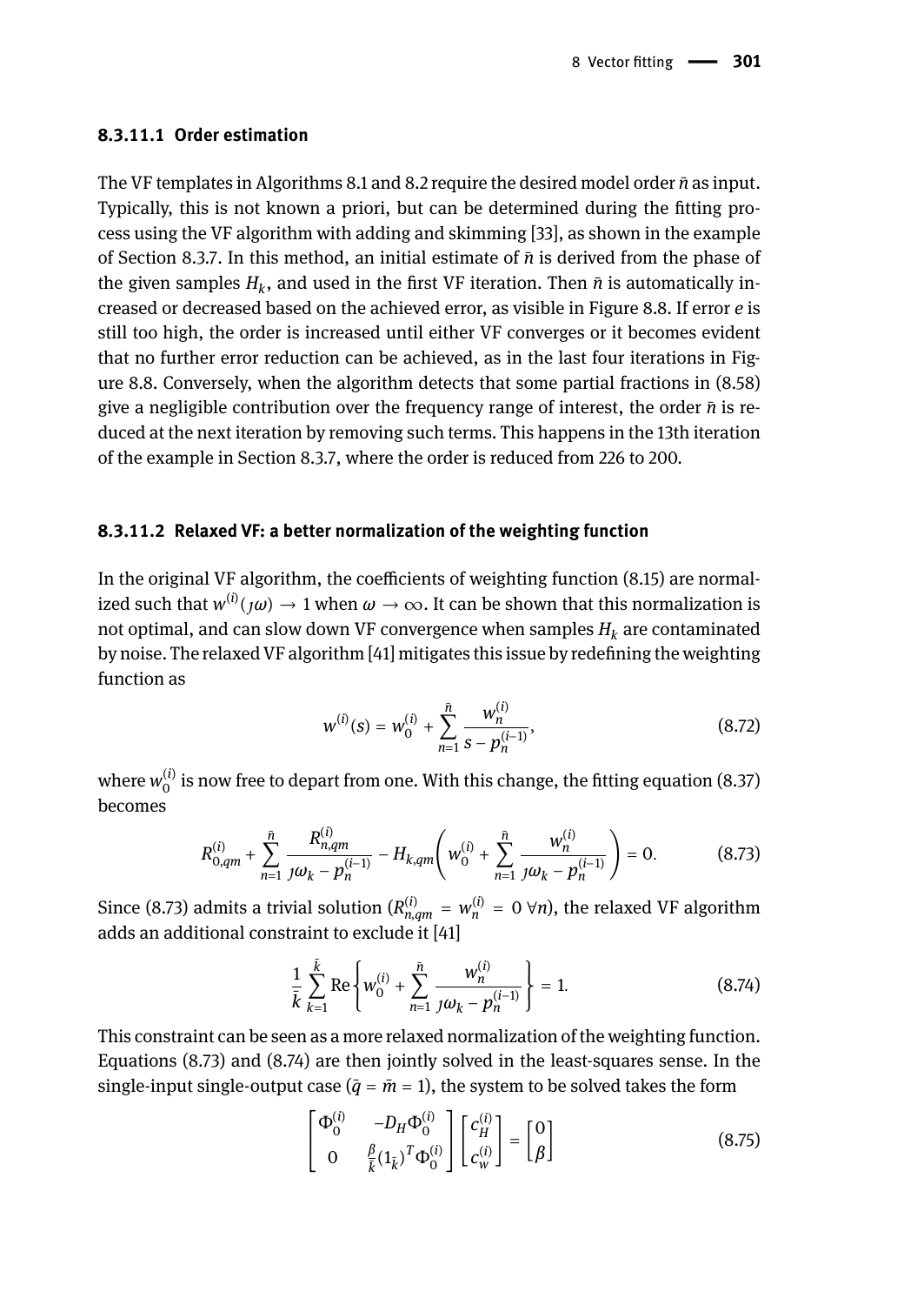#### 8.3.11.1 Order estimation

The VF templates in Algorithms 8.1 and 8.2 require the desired model order $\bar{n}$ as input. Typically, this is not known a priori, but can be determined during the fitting process using the VF algorithm with adding and skimming [33], as shown in the example of Section 8.3.7. In this method, an initial estimate of $\bar{n}$ is derived from the phase of the given samples $H_k$, and used in the first VF iteration. Then $\bar{n}$ is automatically increased or decreased based on the achieved error, as visible in Figure 8.8. If error $e$ is still too high, the order is increased until either VF converges or it becomes evident that no further error reduction can be achieved, as in the last four iterations in Figure 8.8. Conversely, when the algorithm detects that some partial fractions in (8.58) give a negligible contribution over the frequency range of interest, the order $\bar{n}$ is reduced at the next iteration by removing such terms. This happens in the 13th iteration of the example in Section 8.3.7, where the order is reduced from 226 to 200.

#### 8.3.11.2 Relaxed VF: a better normalization of the weighting function

In the original VF algorithm, the coefficients of weighting function (8.15) are normalized such that $w^{(i)}(\jmath\omega) \to 1$ when $\omega \to \infty$. It can be shown that this normalization is not optimal, and can slow down VF convergence when samples $H_k$ are contaminated by noise. The relaxed VF algorithm [41] mitigates this issue by redefining the weighting function as

$$w^{(i)}(s) = w_0^{(i)} + \sum_{n=1}^{\bar{n}} \frac{w_n^{(i)}}{s - p_n^{(i-1)}}, \tag{8.72}$$

where $w_0^{(i)}$ is now free to depart from one. With this change, the fitting equation (8.37) becomes

$$R_{0,qm}^{(i)} + \sum_{n=1}^{\bar{n}} \frac{R_{n,qm}^{(i)}}{\jmath\omega_k - p_n^{(i-1)}} - H_{k,qm}\left( w_0^{(i)} + \sum_{n=1}^{\bar{n}} \frac{w_n^{(i)}}{\jmath\omega_k - p_n^{(i-1)}} \right) = 0. \tag{8.73}$$

Since (8.73) admits a trivial solution ($R_{n,qm}^{(i)} = w_n^{(i)} = 0 \ \forall n$), the relaxed VF algorithm adds an additional constraint to exclude it [41]

$$\frac{1}{\bar{k}} \sum_{k=1}^{\bar{k}} \mathrm{Re}\left\{ w_0^{(i)} + \sum_{n=1}^{\bar{n}} \frac{w_n^{(i)}}{\jmath\omega_k - p_n^{(i-1)}} \right\} = 1. \tag{8.74}$$

This constraint can be seen as a more relaxed normalization of the weighting function. Equations (8.73) and (8.74) are then jointly solved in the least-squares sense. In the single-input single-output case ($\bar{q} = \bar{m} = 1$), the system to be solved takes the form

$$\begin{bmatrix} \Phi_0^{(i)} & -D_H \Phi_0^{(i)} \\ 0 & \frac{\beta}{\bar{k}} (1_{\bar{k}})^T \Phi_0^{(i)} \end{bmatrix} \begin{bmatrix} c_H^{(i)} \\ c_w^{(i)} \end{bmatrix} = \begin{bmatrix} 0 \\ \beta \end{bmatrix} \tag{8.75}$$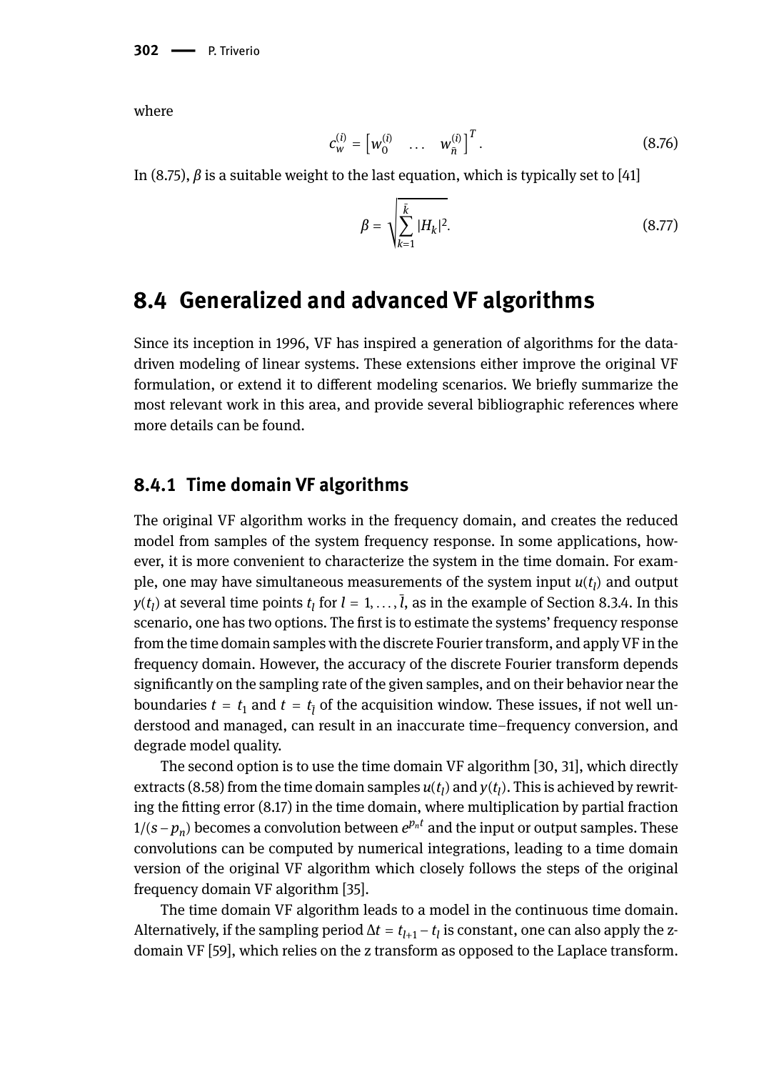where

$$c_w^{(i)} = \begin{bmatrix} w_0^{(i)} & \dots & w_{\bar{n}}^{(i)} \end{bmatrix}^T. \tag{8.76}$$

In (8.75), $\beta$ is a suitable weight to the last equation, which is typically set to [41]

$$\beta = \sqrt{\sum_{k=1}^{\bar{k}} |H_k|^2}. \tag{8.77}$$

## 8.4 Generalized and advanced VF algorithms

Since its inception in 1996, VF has inspired a generation of algorithms for the data-driven modeling of linear systems. These extensions either improve the original VF formulation, or extend it to different modeling scenarios. We briefly summarize the most relevant work in this area, and provide several bibliographic references where more details can be found.

### 8.4.1 Time domain VF algorithms

The original VF algorithm works in the frequency domain, and creates the reduced model from samples of the system frequency response. In some applications, however, it is more convenient to characterize the system in the time domain. For example, one may have simultaneous measurements of the system input $u(t_l)$ and output $y(t_l)$ at several time points $t_l$ for $l = 1, \dots, \bar{l}$, as in the example of Section 8.3.4. In this scenario, one has two options. The first is to estimate the systems' frequency response from the time domain samples with the discrete Fourier transform, and apply VF in the frequency domain. However, the accuracy of the discrete Fourier transform depends significantly on the sampling rate of the given samples, and on their behavior near the boundaries $t = t_1$ and $t = t_{\bar{l}}$ of the acquisition window. These issues, if not well understood and managed, can result in an inaccurate time–frequency conversion, and degrade model quality.

The second option is to use the time domain VF algorithm [30, 31], which directly extracts (8.58) from the time domain samples $u(t_l)$ and $y(t_l)$. This is achieved by rewriting the fitting error (8.17) in the time domain, where multiplication by partial fraction $1/(s - p_n)$ becomes a convolution between $e^{p_n t}$ and the input or output samples. These convolutions can be computed by numerical integrations, leading to a time domain version of the original VF algorithm which closely follows the steps of the original frequency domain VF algorithm [35].

The time domain VF algorithm leads to a model in the continuous time domain. Alternatively, if the sampling period $\Delta t = t_{l+1} - t_l$ is constant, one can also apply the z-domain VF [59], which relies on the z transform as opposed to the Laplace transform.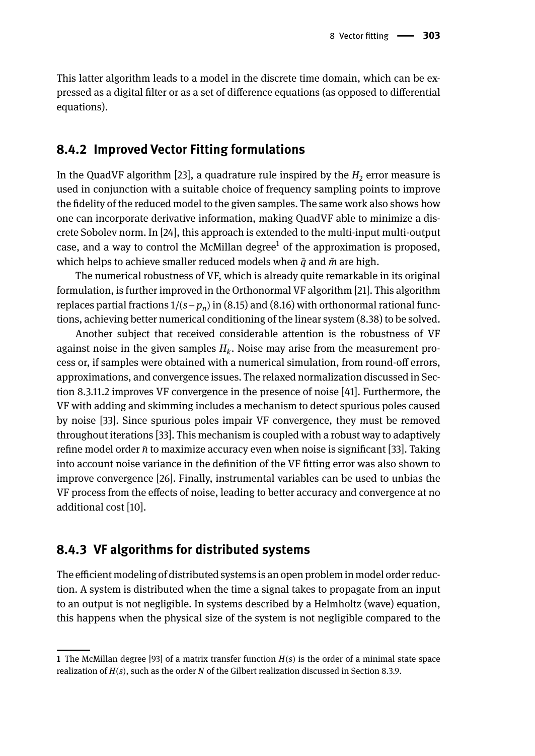This latter algorithm leads to a model in the discrete time domain, which can be expressed as a digital filter or as a set of difference equations (as opposed to differential equations).

### 8.4.2 Improved Vector Fitting formulations

In the QuadVF algorithm [23], a quadrature rule inspired by the $H_2$ error measure is used in conjunction with a suitable choice of frequency sampling points to improve the fidelity of the reduced model to the given samples. The same work also shows how one can incorporate derivative information, making QuadVF able to minimize a discrete Sobolev norm. In [24], this approach is extended to the multi-input multi-output case, and a way to control the McMillan degree[1] of the approximation is proposed, which helps to achieve smaller reduced models when $\bar{q}$ and $\bar{m}$ are high.

The numerical robustness of VF, which is already quite remarkable in its original formulation, is further improved in the Orthonormal VF algorithm [21]. This algorithm replaces partial fractions $1/(s - p_n)$ in (8.15) and (8.16) with orthonormal rational functions, achieving better numerical conditioning of the linear system (8.38) to be solved.

Another subject that received considerable attention is the robustness of VF against noise in the given samples $H_k$. Noise may arise from the measurement process or, if samples were obtained with a numerical simulation, from round-off errors, approximations, and convergence issues. The relaxed normalization discussed in Section 8.3.11.2 improves VF convergence in the presence of noise [41]. Furthermore, the VF with adding and skimming includes a mechanism to detect spurious poles caused by noise [33]. Since spurious poles impair VF convergence, they must be removed throughout iterations [33]. This mechanism is coupled with a robust way to adaptively refine model order $\bar{n}$ to maximize accuracy even when noise is significant [33]. Taking into account noise variance in the definition of the VF fitting error was also shown to improve convergence [26]. Finally, instrumental variables can be used to unbias the VF process from the effects of noise, leading to better accuracy and convergence at no additional cost [10].

### 8.4.3 VF algorithms for distributed systems

The efficient modeling of distributed systems is an open problem in model order reduction. A system is distributed when the time a signal takes to propagate from an input to an output is not negligible. In systems described by a Helmholtz (wave) equation, this happens when the physical size of the system is not negligible compared to the

---

[1] The McMillan degree [93] of a matrix transfer function $H(s)$ is the order of a minimal state space realization of $H(s)$, such as the order $N$ of the Gilbert realization discussed in Section 8.3.9.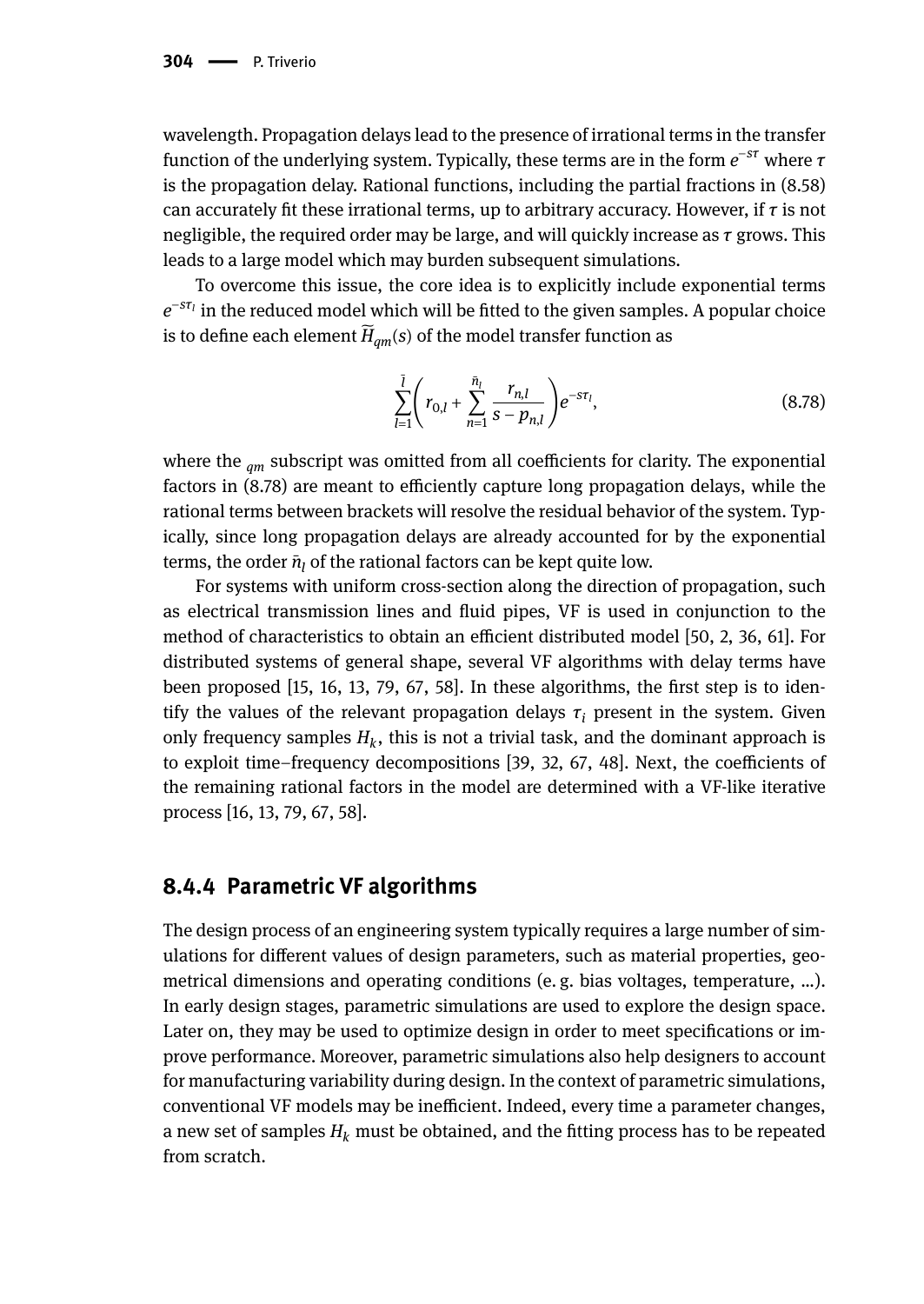wavelength. Propagation delays lead to the presence of irrational terms in the transfer function of the underlying system. Typically, these terms are in the form $e^{-s\tau}$ where $\tau$ is the propagation delay. Rational functions, including the partial fractions in (8.58) can accurately fit these irrational terms, up to arbitrary accuracy. However, if $\tau$ is not negligible, the required order may be large, and will quickly increase as $\tau$ grows. This leads to a large model which may burden subsequent simulations.

To overcome this issue, the core idea is to explicitly include exponential terms $e^{-s\tau_l}$ in the reduced model which will be fitted to the given samples. A popular choice is to define each element $\widetilde{H}_{qm}(s)$ of the model transfer function as

$$\sum_{l=1}^{\bar{l}} \left( r_{0,l} + \sum_{n=1}^{\bar{n}_l} \frac{r_{n,l}}{s - p_{n,l}} \right) e^{-s\tau_l}, \tag{8.78}$$

where the $_{qm}$ subscript was omitted from all coefficients for clarity. The exponential factors in (8.78) are meant to efficiently capture long propagation delays, while the rational terms between brackets will resolve the residual behavior of the system. Typically, since long propagation delays are already accounted for by the exponential terms, the order $\bar{n}_l$ of the rational factors can be kept quite low.

For systems with uniform cross-section along the direction of propagation, such as electrical transmission lines and fluid pipes, VF is used in conjunction to the method of characteristics to obtain an efficient distributed model [50, 2, 36, 61]. For distributed systems of general shape, several VF algorithms with delay terms have been proposed [15, 16, 13, 79, 67, 58]. In these algorithms, the first step is to identify the values of the relevant propagation delays $\tau_i$ present in the system. Given only frequency samples $H_k$, this is not a trivial task, and the dominant approach is to exploit time–frequency decompositions [39, 32, 67, 48]. Next, the coefficients of the remaining rational factors in the model are determined with a VF-like iterative process [16, 13, 79, 67, 58].

### 8.4.4 Parametric VF algorithms

The design process of an engineering system typically requires a large number of simulations for different values of design parameters, such as material properties, geometrical dimensions and operating conditions (e. g. bias voltages, temperature, ...). In early design stages, parametric simulations are used to explore the design space. Later on, they may be used to optimize design in order to meet specifications or improve performance. Moreover, parametric simulations also help designers to account for manufacturing variability during design. In the context of parametric simulations, conventional VF models may be inefficient. Indeed, every time a parameter changes, a new set of samples $H_k$ must be obtained, and the fitting process has to be repeated from scratch.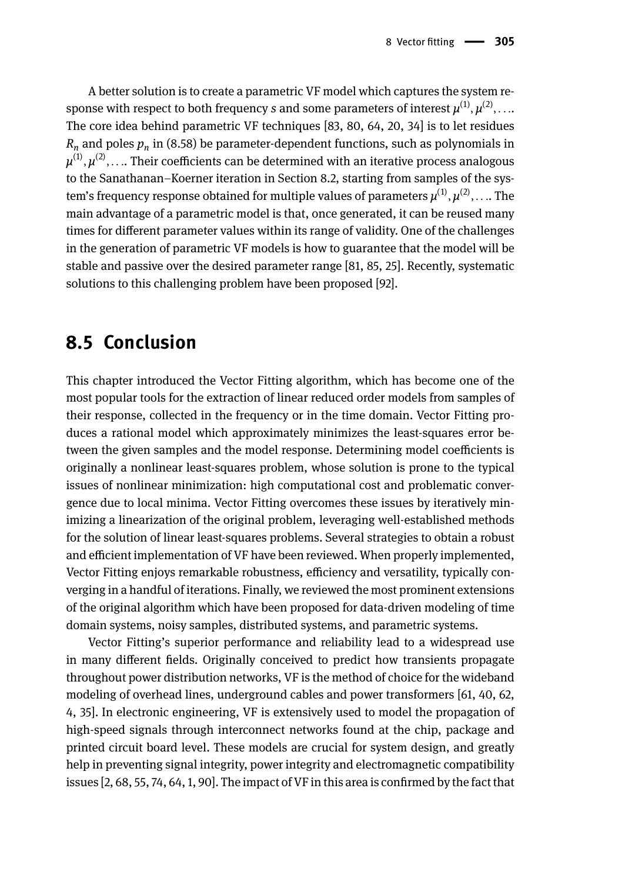A better solution is to create a parametric VF model which captures the system response with respect to both frequency $s$ and some parameters of interest $\mu^{(1)}, \mu^{(2)}, \ldots$. The core idea behind parametric VF techniques [83, 80, 64, 20, 34] is to let residues $R_n$ and poles $p_n$ in (8.58) be parameter-dependent functions, such as polynomials in $\mu^{(1)}, \mu^{(2)}, \ldots$. Their coefficients can be determined with an iterative process analogous to the Sanathanan–Koerner iteration in Section 8.2, starting from samples of the system's frequency response obtained for multiple values of parameters $\mu^{(1)}, \mu^{(2)}, \ldots$. The main advantage of a parametric model is that, once generated, it can be reused many times for different parameter values within its range of validity. One of the challenges in the generation of parametric VF models is how to guarantee that the model will be stable and passive over the desired parameter range [81, 85, 25]. Recently, systematic solutions to this challenging problem have been proposed [92].

## 8.5 Conclusion

This chapter introduced the Vector Fitting algorithm, which has become one of the most popular tools for the extraction of linear reduced order models from samples of their response, collected in the frequency or in the time domain. Vector Fitting produces a rational model which approximately minimizes the least-squares error between the given samples and the model response. Determining model coefficients is originally a nonlinear least-squares problem, whose solution is prone to the typical issues of nonlinear minimization: high computational cost and problematic convergence due to local minima. Vector Fitting overcomes these issues by iteratively minimizing a linearization of the original problem, leveraging well-established methods for the solution of linear least-squares problems. Several strategies to obtain a robust and efficient implementation of VF have been reviewed. When properly implemented, Vector Fitting enjoys remarkable robustness, efficiency and versatility, typically converging in a handful of iterations. Finally, we reviewed the most prominent extensions of the original algorithm which have been proposed for data-driven modeling of time domain systems, noisy samples, distributed systems, and parametric systems.

Vector Fitting's superior performance and reliability lead to a widespread use in many different fields. Originally conceived to predict how transients propagate throughout power distribution networks, VF is the method of choice for the wideband modeling of overhead lines, underground cables and power transformers [61, 40, 62, 4, 35]. In electronic engineering, VF is extensively used to model the propagation of high-speed signals through interconnect networks found at the chip, package and printed circuit board level. These models are crucial for system design, and greatly help in preventing signal integrity, power integrity and electromagnetic compatibility issues [2, 68, 55, 74, 64, 1, 90]. The impact of VF in this area is confirmed by the fact that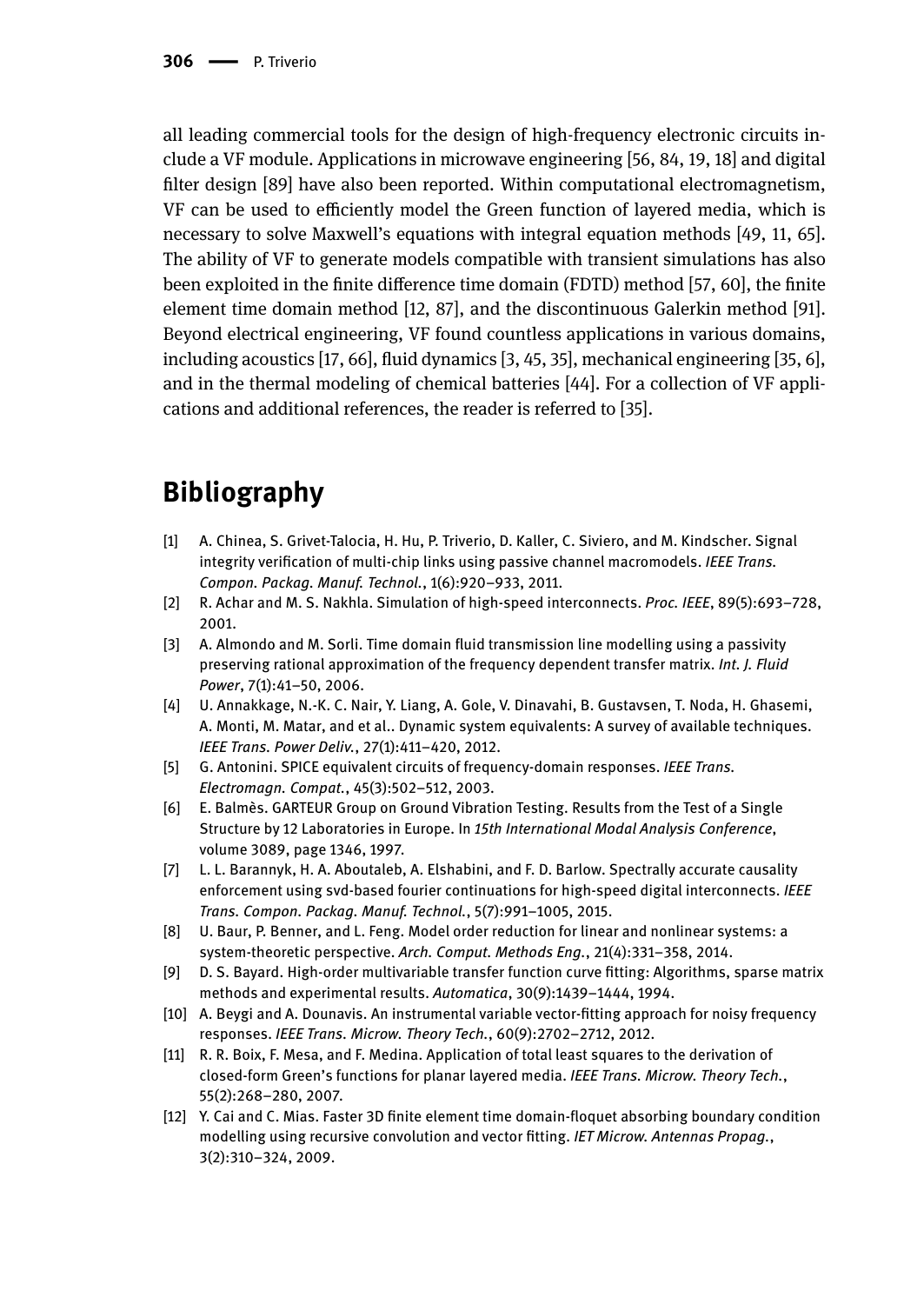all leading commercial tools for the design of high-frequency electronic circuits include a VF module. Applications in microwave engineering [56, 84, 19, 18] and digital filter design [89] have also been reported. Within computational electromagnetism, VF can be used to efficiently model the Green function of layered media, which is necessary to solve Maxwell's equations with integral equation methods [49, 11, 65]. The ability of VF to generate models compatible with transient simulations has also been exploited in the finite difference time domain (FDTD) method [57, 60], the finite element time domain method [12, 87], and the discontinuous Galerkin method [91]. Beyond electrical engineering, VF found countless applications in various domains, including acoustics [17, 66], fluid dynamics [3, 45, 35], mechanical engineering [35, 6], and in the thermal modeling of chemical batteries [44]. For a collection of VF applications and additional references, the reader is referred to [35].

# Bibliography

[1] A. Chinea, S. Grivet-Talocia, H. Hu, P. Triverio, D. Kaller, C. Siviero, and M. Kindscher. Signal integrity verification of multi-chip links using passive channel macromodels. *IEEE Trans. Compon. Packag. Manuf. Technol.*, 1(6):920–933, 2011.

[2] R. Achar and M. S. Nakhla. Simulation of high-speed interconnects. *Proc. IEEE*, 89(5):693–728, 2001.

[3] A. Almondo and M. Sorli. Time domain fluid transmission line modelling using a passivity preserving rational approximation of the frequency dependent transfer matrix. *Int. J. Fluid Power*, 7(1):41–50, 2006.

[4] U. Annakkage, N.-K. C. Nair, Y. Liang, A. Gole, V. Dinavahi, B. Gustavsen, T. Noda, H. Ghasemi, A. Monti, M. Matar, and et al.. Dynamic system equivalents: A survey of available techniques. *IEEE Trans. Power Deliv.*, 27(1):411–420, 2012.

[5] G. Antonini. SPICE equivalent circuits of frequency-domain responses. *IEEE Trans. Electromagn. Compat.*, 45(3):502–512, 2003.

[6] E. Balmès. GARTEUR Group on Ground Vibration Testing. Results from the Test of a Single Structure by 12 Laboratories in Europe. In *15th International Modal Analysis Conference*, volume 3089, page 1346, 1997.

[7] L. L. Barannyk, H. A. Aboutaleb, A. Elshabini, and F. D. Barlow. Spectrally accurate causality enforcement using svd-based fourier continuations for high-speed digital interconnects. *IEEE Trans. Compon. Packag. Manuf. Technol.*, 5(7):991–1005, 2015.

[8] U. Baur, P. Benner, and L. Feng. Model order reduction for linear and nonlinear systems: a system-theoretic perspective. *Arch. Comput. Methods Eng.*, 21(4):331–358, 2014.

[9] D. S. Bayard. High-order multivariable transfer function curve fitting: Algorithms, sparse matrix methods and experimental results. *Automatica*, 30(9):1439–1444, 1994.

[10] A. Beygi and A. Dounavis. An instrumental variable vector-fitting approach for noisy frequency responses. *IEEE Trans. Microw. Theory Tech.*, 60(9):2702–2712, 2012.

[11] R. R. Boix, F. Mesa, and F. Medina. Application of total least squares to the derivation of closed-form Green's functions for planar layered media. *IEEE Trans. Microw. Theory Tech.*, 55(2):268–280, 2007.

[12] Y. Cai and C. Mias. Faster 3D finite element time domain-floquet absorbing boundary condition modelling using recursive convolution and vector fitting. *IET Microw. Antennas Propag.*, 3(2):310–324, 2009.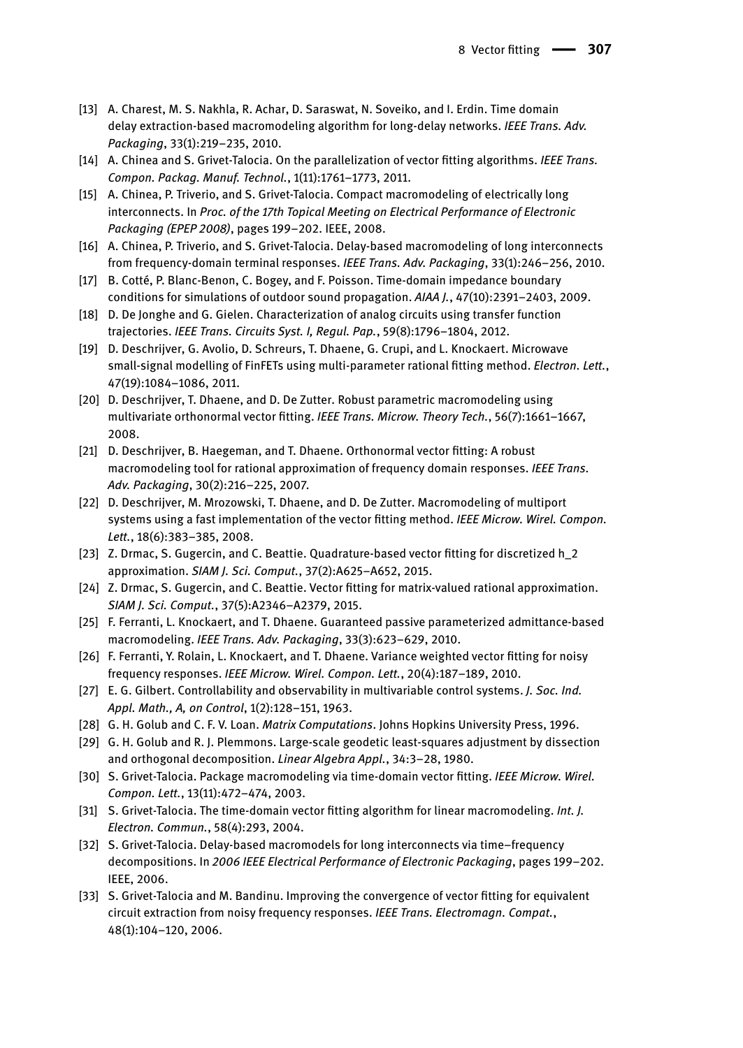[13] A. Charest, M. S. Nakhla, R. Achar, D. Saraswat, N. Soveiko, and I. Erdin. Time domain delay extraction-based macromodeling algorithm for long-delay networks. *IEEE Trans. Adv. Packaging*, 33(1):219–235, 2010.

[14] A. Chinea and S. Grivet-Talocia. On the parallelization of vector fitting algorithms. *IEEE Trans. Compon. Packag. Manuf. Technol.*, 1(11):1761–1773, 2011.

[15] A. Chinea, P. Triverio, and S. Grivet-Talocia. Compact macromodeling of electrically long interconnects. In *Proc. of the 17th Topical Meeting on Electrical Performance of Electronic Packaging (EPEP 2008)*, pages 199–202. IEEE, 2008.

[16] A. Chinea, P. Triverio, and S. Grivet-Talocia. Delay-based macromodeling of long interconnects from frequency-domain terminal responses. *IEEE Trans. Adv. Packaging*, 33(1):246–256, 2010.

[17] B. Cotté, P. Blanc-Benon, C. Bogey, and F. Poisson. Time-domain impedance boundary conditions for simulations of outdoor sound propagation. *AIAA J.*, 47(10):2391–2403, 2009.

[18] D. De Jonghe and G. Gielen. Characterization of analog circuits using transfer function trajectories. *IEEE Trans. Circuits Syst. I, Regul. Pap.*, 59(8):1796–1804, 2012.

[19] D. Deschrijver, G. Avolio, D. Schreurs, T. Dhaene, G. Crupi, and L. Knockaert. Microwave small-signal modelling of FinFETs using multi-parameter rational fitting method. *Electron. Lett.*, 47(19):1084–1086, 2011.

[20] D. Deschrijver, T. Dhaene, and D. De Zutter. Robust parametric macromodeling using multivariate orthonormal vector fitting. *IEEE Trans. Microw. Theory Tech.*, 56(7):1661–1667, 2008.

[21] D. Deschrijver, B. Haegeman, and T. Dhaene. Orthonormal vector fitting: A robust macromodeling tool for rational approximation of frequency domain responses. *IEEE Trans. Adv. Packaging*, 30(2):216–225, 2007.

[22] D. Deschrijver, M. Mrozowski, T. Dhaene, and D. De Zutter. Macromodeling of multiport systems using a fast implementation of the vector fitting method. *IEEE Microw. Wirel. Compon. Lett.*, 18(6):383–385, 2008.

[23] Z. Drmac, S. Gugercin, and C. Beattie. Quadrature-based vector fitting for discretized h_2 approximation. *SIAM J. Sci. Comput.*, 37(2):A625–A652, 2015.

[24] Z. Drmac, S. Gugercin, and C. Beattie. Vector fitting for matrix-valued rational approximation. *SIAM J. Sci. Comput.*, 37(5):A2346–A2379, 2015.

[25] F. Ferranti, L. Knockaert, and T. Dhaene. Guaranteed passive parameterized admittance-based macromodeling. *IEEE Trans. Adv. Packaging*, 33(3):623–629, 2010.

[26] F. Ferranti, Y. Rolain, L. Knockaert, and T. Dhaene. Variance weighted vector fitting for noisy frequency responses. *IEEE Microw. Wirel. Compon. Lett.*, 20(4):187–189, 2010.

[27] E. G. Gilbert. Controllability and observability in multivariable control systems. *J. Soc. Ind. Appl. Math., A, on Control*, 1(2):128–151, 1963.

[28] G. H. Golub and C. F. V. Loan. *Matrix Computations*. Johns Hopkins University Press, 1996.

[29] G. H. Golub and R. J. Plemmons. Large-scale geodetic least-squares adjustment by dissection and orthogonal decomposition. *Linear Algebra Appl.*, 34:3–28, 1980.

[30] S. Grivet-Talocia. Package macromodeling via time-domain vector fitting. *IEEE Microw. Wirel. Compon. Lett.*, 13(11):472–474, 2003.

[31] S. Grivet-Talocia. The time-domain vector fitting algorithm for linear macromodeling. *Int. J. Electron. Commun.*, 58(4):293, 2004.

[32] S. Grivet-Talocia. Delay-based macromodels for long interconnects via time–frequency decompositions. In *2006 IEEE Electrical Performance of Electronic Packaging*, pages 199–202. IEEE, 2006.

[33] S. Grivet-Talocia and M. Bandinu. Improving the convergence of vector fitting for equivalent circuit extraction from noisy frequency responses. *IEEE Trans. Electromagn. Compat.*, 48(1):104–120, 2006.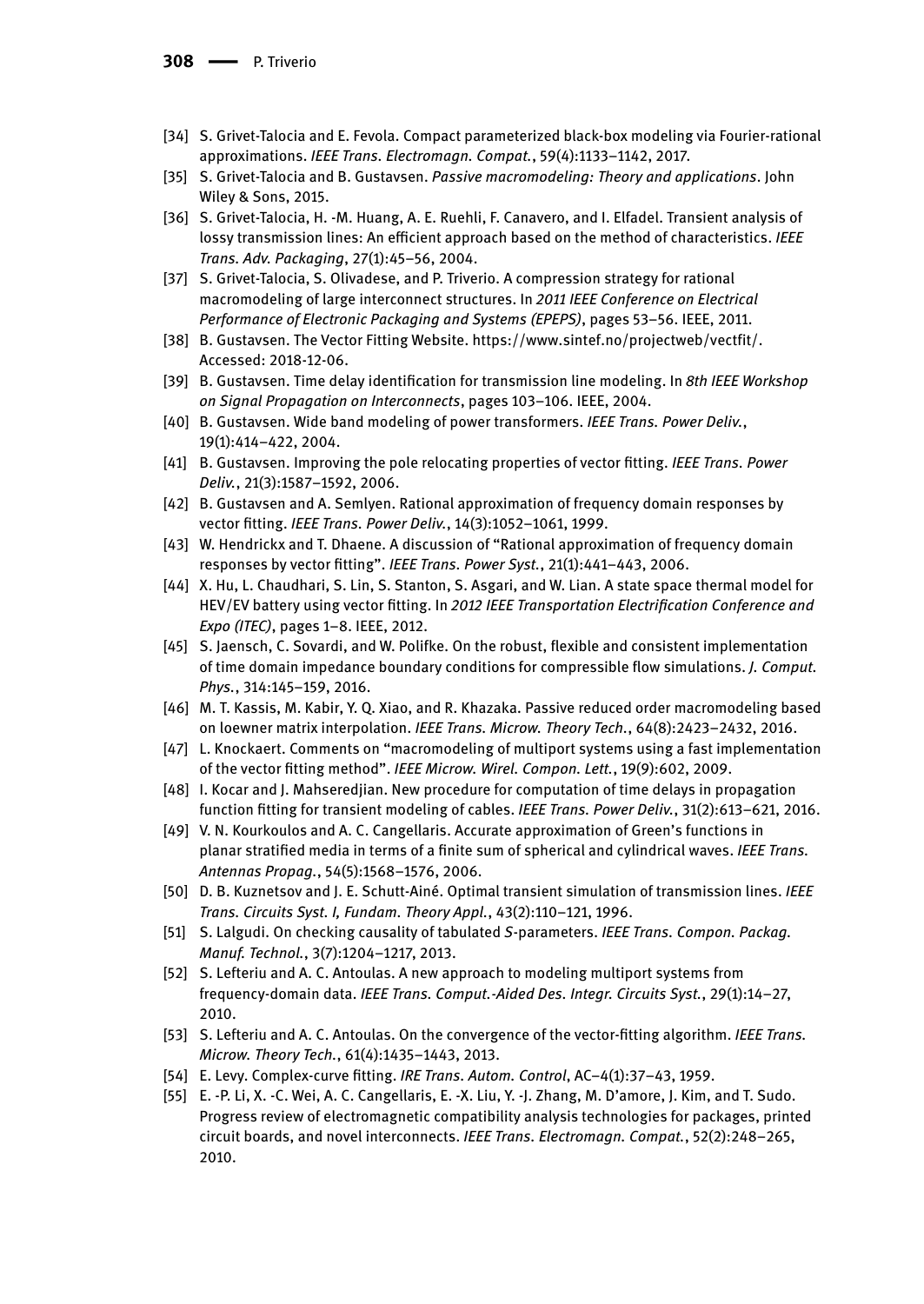[34] S. Grivet-Talocia and E. Fevola. Compact parameterized black-box modeling via Fourier-rational approximations. *IEEE Trans. Electromagn. Compat.*, 59(4):1133–1142, 2017.

[35] S. Grivet-Talocia and B. Gustavsen. *Passive macromodeling: Theory and applications*. John Wiley & Sons, 2015.

[36] S. Grivet-Talocia, H. -M. Huang, A. E. Ruehli, F. Canavero, and I. Elfadel. Transient analysis of lossy transmission lines: An efficient approach based on the method of characteristics. *IEEE Trans. Adv. Packaging*, 27(1):45–56, 2004.

[37] S. Grivet-Talocia, S. Olivadese, and P. Triverio. A compression strategy for rational macromodeling of large interconnect structures. In *2011 IEEE Conference on Electrical Performance of Electronic Packaging and Systems (EPEPS)*, pages 53–56. IEEE, 2011.

[38] B. Gustavsen. The Vector Fitting Website. https://www.sintef.no/projectweb/vectfit/. Accessed: 2018-12-06.

[39] B. Gustavsen. Time delay identification for transmission line modeling. In *8th IEEE Workshop on Signal Propagation on Interconnects*, pages 103–106. IEEE, 2004.

[40] B. Gustavsen. Wide band modeling of power transformers. *IEEE Trans. Power Deliv.*, 19(1):414–422, 2004.

[41] B. Gustavsen. Improving the pole relocating properties of vector fitting. *IEEE Trans. Power Deliv.*, 21(3):1587–1592, 2006.

[42] B. Gustavsen and A. Semlyen. Rational approximation of frequency domain responses by vector fitting. *IEEE Trans. Power Deliv.*, 14(3):1052–1061, 1999.

[43] W. Hendrickx and T. Dhaene. A discussion of "Rational approximation of frequency domain responses by vector fitting". *IEEE Trans. Power Syst.*, 21(1):441–443, 2006.

[44] X. Hu, L. Chaudhari, S. Lin, S. Stanton, S. Asgari, and W. Lian. A state space thermal model for HEV/EV battery using vector fitting. In *2012 IEEE Transportation Electrification Conference and Expo (ITEC)*, pages 1–8. IEEE, 2012.

[45] S. Jaensch, C. Sovardi, and W. Polifke. On the robust, flexible and consistent implementation of time domain impedance boundary conditions for compressible flow simulations. *J. Comput. Phys.*, 314:145–159, 2016.

[46] M. T. Kassis, M. Kabir, Y. Q. Xiao, and R. Khazaka. Passive reduced order macromodeling based on loewner matrix interpolation. *IEEE Trans. Microw. Theory Tech.*, 64(8):2423–2432, 2016.

[47] L. Knockaert. Comments on "macromodeling of multiport systems using a fast implementation of the vector fitting method". *IEEE Microw. Wirel. Compon. Lett.*, 19(9):602, 2009.

[48] I. Kocar and J. Mahseredjian. New procedure for computation of time delays in propagation function fitting for transient modeling of cables. *IEEE Trans. Power Deliv.*, 31(2):613–621, 2016.

[49] V. N. Kourkoulos and A. C. Cangellaris. Accurate approximation of Green's functions in planar stratified media in terms of a finite sum of spherical and cylindrical waves. *IEEE Trans. Antennas Propag.*, 54(5):1568–1576, 2006.

[50] D. B. Kuznetsov and J. E. Schutt-Ainé. Optimal transient simulation of transmission lines. *IEEE Trans. Circuits Syst. I, Fundam. Theory Appl.*, 43(2):110–121, 1996.

[51] S. Lalgudi. On checking causality of tabulated *S*-parameters. *IEEE Trans. Compon. Packag. Manuf. Technol.*, 3(7):1204–1217, 2013.

[52] S. Lefteriu and A. C. Antoulas. A new approach to modeling multiport systems from frequency-domain data. *IEEE Trans. Comput.-Aided Des. Integr. Circuits Syst.*, 29(1):14–27, 2010.

[53] S. Lefteriu and A. C. Antoulas. On the convergence of the vector-fitting algorithm. *IEEE Trans. Microw. Theory Tech.*, 61(4):1435–1443, 2013.

[54] E. Levy. Complex-curve fitting. *IRE Trans. Autom. Control*, AC–4(1):37–43, 1959.

[55] E. -P. Li, X. -C. Wei, A. C. Cangellaris, E. -X. Liu, Y. -J. Zhang, M. D'amore, J. Kim, and T. Sudo. Progress review of electromagnetic compatibility analysis technologies for packages, printed circuit boards, and novel interconnects. *IEEE Trans. Electromagn. Compat.*, 52(2):248–265, 2010.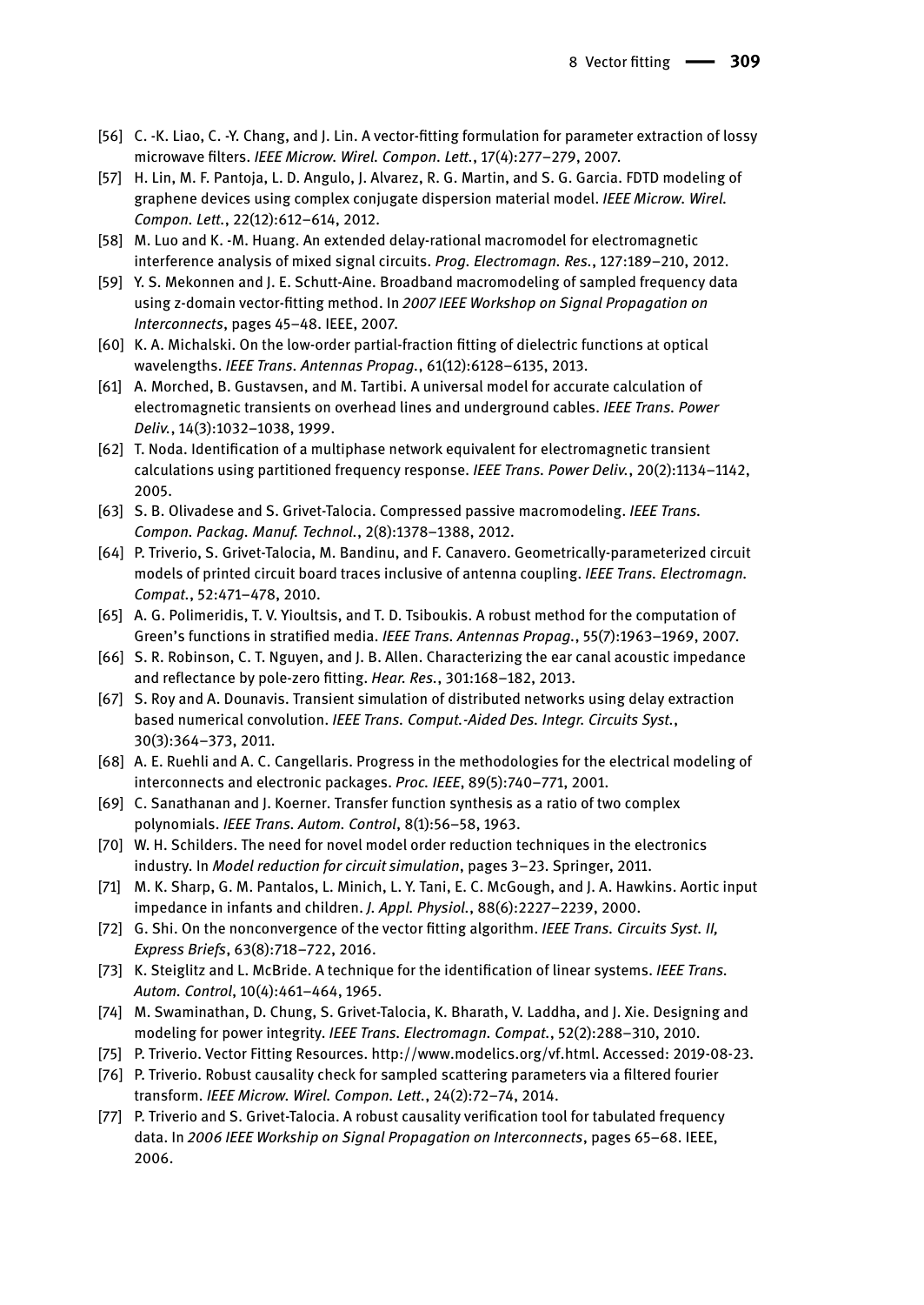[56] C. -K. Liao, C. -Y. Chang, and J. Lin. A vector-fitting formulation for parameter extraction of lossy microwave filters. *IEEE Microw. Wirel. Compon. Lett.*, 17(4):277–279, 2007.

[57] H. Lin, M. F. Pantoja, L. D. Angulo, J. Alvarez, R. G. Martin, and S. G. Garcia. FDTD modeling of graphene devices using complex conjugate dispersion material model. *IEEE Microw. Wirel. Compon. Lett.*, 22(12):612–614, 2012.

[58] M. Luo and K. -M. Huang. An extended delay-rational macromodel for electromagnetic interference analysis of mixed signal circuits. *Prog. Electromagn. Res.*, 127:189–210, 2012.

[59] Y. S. Mekonnen and J. E. Schutt-Aine. Broadband macromodeling of sampled frequency data using z-domain vector-fitting method. In *2007 IEEE Workshop on Signal Propagation on Interconnects*, pages 45–48. IEEE, 2007.

[60] K. A. Michalski. On the low-order partial-fraction fitting of dielectric functions at optical wavelengths. *IEEE Trans. Antennas Propag.*, 61(12):6128–6135, 2013.

[61] A. Morched, B. Gustavsen, and M. Tartibi. A universal model for accurate calculation of electromagnetic transients on overhead lines and underground cables. *IEEE Trans. Power Deliv.*, 14(3):1032–1038, 1999.

[62] T. Noda. Identification of a multiphase network equivalent for electromagnetic transient calculations using partitioned frequency response. *IEEE Trans. Power Deliv.*, 20(2):1134–1142, 2005.

[63] S. B. Olivadese and S. Grivet-Talocia. Compressed passive macromodeling. *IEEE Trans. Compon. Packag. Manuf. Technol.*, 2(8):1378–1388, 2012.

[64] P. Triverio, S. Grivet-Talocia, M. Bandinu, and F. Canavero. Geometrically-parameterized circuit models of printed circuit board traces inclusive of antenna coupling. *IEEE Trans. Electromagn. Compat.*, 52:471–478, 2010.

[65] A. G. Polimeridis, T. V. Yioultsis, and T. D. Tsiboukis. A robust method for the computation of Green's functions in stratified media. *IEEE Trans. Antennas Propag.*, 55(7):1963–1969, 2007.

[66] S. R. Robinson, C. T. Nguyen, and J. B. Allen. Characterizing the ear canal acoustic impedance and reflectance by pole-zero fitting. *Hear. Res.*, 301:168–182, 2013.

[67] S. Roy and A. Dounavis. Transient simulation of distributed networks using delay extraction based numerical convolution. *IEEE Trans. Comput.-Aided Des. Integr. Circuits Syst.*, 30(3):364–373, 2011.

[68] A. E. Ruehli and A. C. Cangellaris. Progress in the methodologies for the electrical modeling of interconnects and electronic packages. *Proc. IEEE*, 89(5):740–771, 2001.

[69] C. Sanathanan and J. Koerner. Transfer function synthesis as a ratio of two complex polynomials. *IEEE Trans. Autom. Control*, 8(1):56–58, 1963.

[70] W. H. Schilders. The need for novel model order reduction techniques in the electronics industry. In *Model reduction for circuit simulation*, pages 3–23. Springer, 2011.

[71] M. K. Sharp, G. M. Pantalos, L. Minich, L. Y. Tani, E. C. McGough, and J. A. Hawkins. Aortic input impedance in infants and children. *J. Appl. Physiol.*, 88(6):2227–2239, 2000.

[72] G. Shi. On the nonconvergence of the vector fitting algorithm. *IEEE Trans. Circuits Syst. II, Express Briefs*, 63(8):718–722, 2016.

[73] K. Steiglitz and L. McBride. A technique for the identification of linear systems. *IEEE Trans. Autom. Control*, 10(4):461–464, 1965.

[74] M. Swaminathan, D. Chung, S. Grivet-Talocia, K. Bharath, V. Laddha, and J. Xie. Designing and modeling for power integrity. *IEEE Trans. Electromagn. Compat.*, 52(2):288–310, 2010.

[75] P. Triverio. Vector Fitting Resources. http://www.modelics.org/vf.html. Accessed: 2019-08-23.

[76] P. Triverio. Robust causality check for sampled scattering parameters via a filtered fourier transform. *IEEE Microw. Wirel. Compon. Lett.*, 24(2):72–74, 2014.

[77] P. Triverio and S. Grivet-Talocia. A robust causality verification tool for tabulated frequency data. In *2006 IEEE Workship on Signal Propagation on Interconnects*, pages 65–68. IEEE, 2006.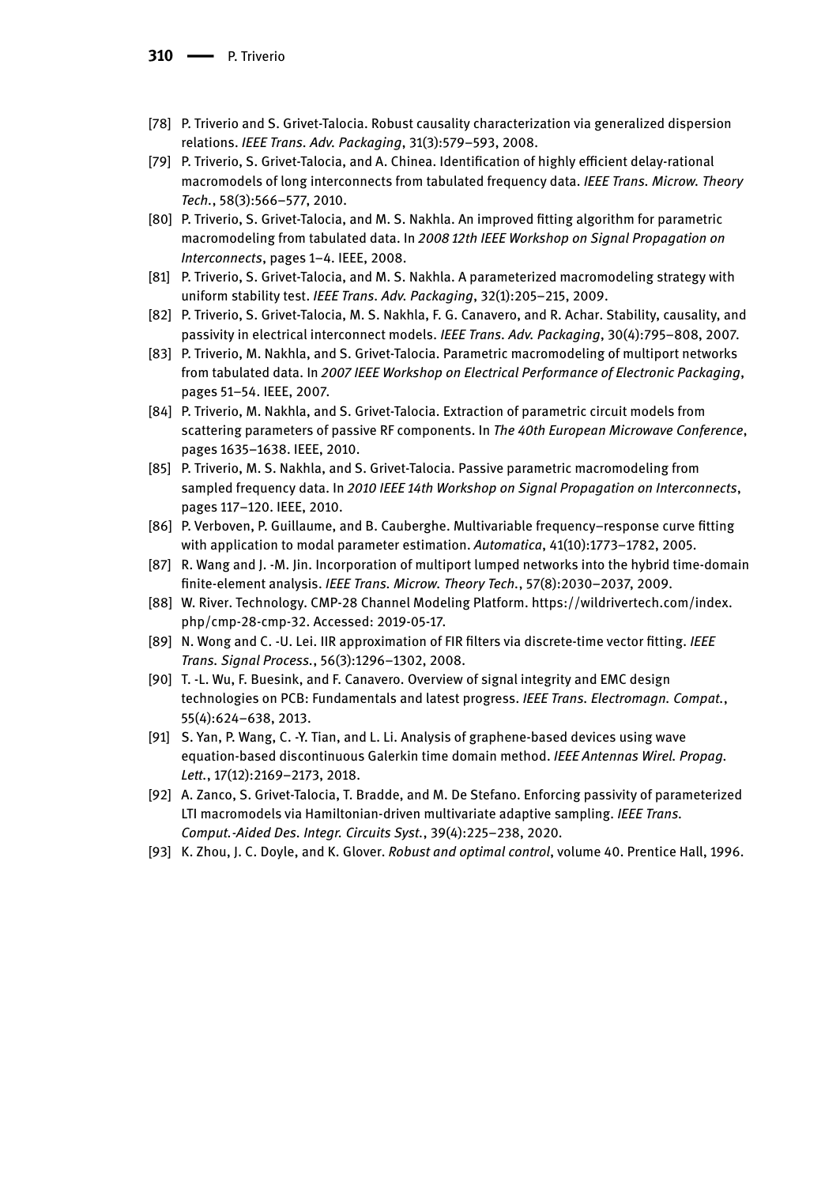[78] P. Triverio and S. Grivet-Talocia. Robust causality characterization via generalized dispersion relations. *IEEE Trans. Adv. Packaging*, 31(3):579–593, 2008.

[79] P. Triverio, S. Grivet-Talocia, and A. Chinea. Identification of highly efficient delay-rational macromodels of long interconnects from tabulated frequency data. *IEEE Trans. Microw. Theory Tech.*, 58(3):566–577, 2010.

[80] P. Triverio, S. Grivet-Talocia, and M. S. Nakhla. An improved fitting algorithm for parametric macromodeling from tabulated data. In *2008 12th IEEE Workshop on Signal Propagation on Interconnects*, pages 1–4. IEEE, 2008.

[81] P. Triverio, S. Grivet-Talocia, and M. S. Nakhla. A parameterized macromodeling strategy with uniform stability test. *IEEE Trans. Adv. Packaging*, 32(1):205–215, 2009.

[82] P. Triverio, S. Grivet-Talocia, M. S. Nakhla, F. G. Canavero, and R. Achar. Stability, causality, and passivity in electrical interconnect models. *IEEE Trans. Adv. Packaging*, 30(4):795–808, 2007.

[83] P. Triverio, M. Nakhla, and S. Grivet-Talocia. Parametric macromodeling of multiport networks from tabulated data. In *2007 IEEE Workshop on Electrical Performance of Electronic Packaging*, pages 51–54. IEEE, 2007.

[84] P. Triverio, M. Nakhla, and S. Grivet-Talocia. Extraction of parametric circuit models from scattering parameters of passive RF components. In *The 40th European Microwave Conference*, pages 1635–1638. IEEE, 2010.

[85] P. Triverio, M. S. Nakhla, and S. Grivet-Talocia. Passive parametric macromodeling from sampled frequency data. In *2010 IEEE 14th Workshop on Signal Propagation on Interconnects*, pages 117–120. IEEE, 2010.

[86] P. Verboven, P. Guillaume, and B. Cauberghe. Multivariable frequency–response curve fitting with application to modal parameter estimation. *Automatica*, 41(10):1773–1782, 2005.

[87] R. Wang and J. -M. Jin. Incorporation of multiport lumped networks into the hybrid time-domain finite-element analysis. *IEEE Trans. Microw. Theory Tech.*, 57(8):2030–2037, 2009.

[88] W. River. Technology. CMP-28 Channel Modeling Platform. https://wildrivertech.com/index.php/cmp-28-cmp-32. Accessed: 2019-05-17.

[89] N. Wong and C. -U. Lei. IIR approximation of FIR filters via discrete-time vector fitting. *IEEE Trans. Signal Process.*, 56(3):1296–1302, 2008.

[90] T. -L. Wu, F. Buesink, and F. Canavero. Overview of signal integrity and EMC design technologies on PCB: Fundamentals and latest progress. *IEEE Trans. Electromagn. Compat.*, 55(4):624–638, 2013.

[91] S. Yan, P. Wang, C. -Y. Tian, and L. Li. Analysis of graphene-based devices using wave equation-based discontinuous Galerkin time domain method. *IEEE Antennas Wirel. Propag. Lett.*, 17(12):2169–2173, 2018.

[92] A. Zanco, S. Grivet-Talocia, T. Bradde, and M. De Stefano. Enforcing passivity of parameterized LTI macromodels via Hamiltonian-driven multivariate adaptive sampling. *IEEE Trans. Comput.-Aided Des. Integr. Circuits Syst.*, 39(4):225–238, 2020.

[93] K. Zhou, J. C. Doyle, and K. Glover. *Robust and optimal control*, volume 40. Prentice Hall, 1996.